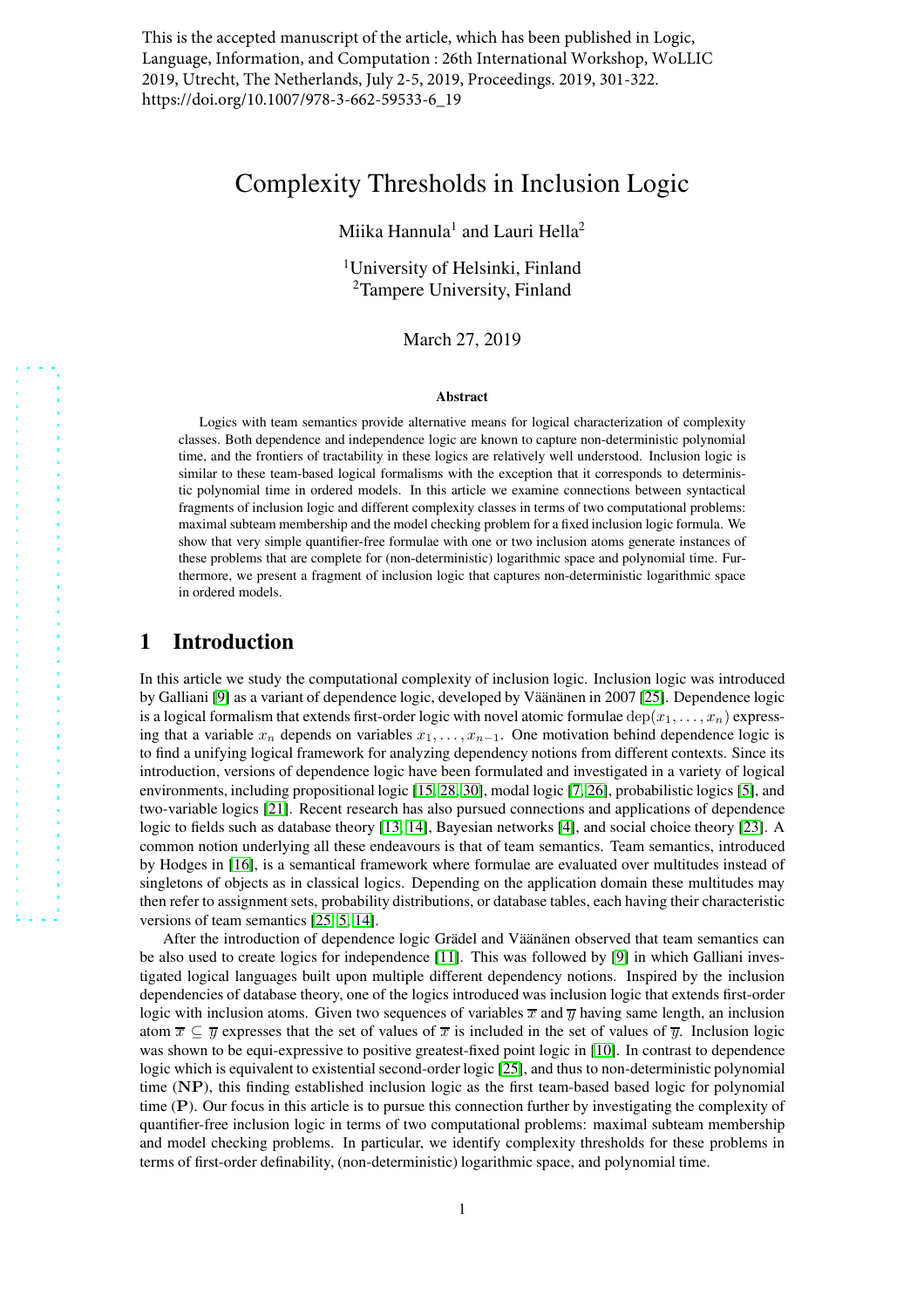This is the accepted manuscript of the article, which has been published in Logic, Language, Information, and Computation : 26th International Workshop, WoLLIC 2019, Utrecht, The Netherlands, July 2-5, 2019, Proceedings. 2019, 301-322. https://doi.org/10.1007/978-3-662-59533-6_19

# Complexity Thresholds in Inclusion Logic

Miika Hannula[1] and Lauri Hella[2]

[1]University of Helsinki, Finland
[2]Tampere University, Finland

March 27, 2019

### Abstract

Logics with team semantics provide alternative means for logical characterization of complexity classes. Both dependence and independence logic are known to capture non-deterministic polynomial time, and the frontiers of tractability in these logics are relatively well understood. Inclusion logic is similar to these team-based logical formalisms with the exception that it corresponds to deterministic polynomial time in ordered models. In this article we examine connections between syntactical fragments of inclusion logic and different complexity classes in terms of two computational problems: maximal subteam membership and the model checking problem for a fixed inclusion logic formula. We show that very simple quantifier-free formulae with one or two inclusion atoms generate instances of these problems that are complete for (non-deterministic) logarithmic space and polynomial time. Furthermore, we present a fragment of inclusion logic that captures non-deterministic logarithmic space in ordered models.

## 1 Introduction

In this article we study the computational complexity of inclusion logic. Inclusion logic was introduced by Galliani [9] as a variant of dependence logic, developed by Väänänen in 2007 [25]. Dependence logic is a logical formalism that extends first-order logic with novel atomic formulae $\mathrm{dep}(x_1, \ldots, x_n)$ expressing that a variable $x_n$ depends on variables $x_1, \ldots, x_{n-1}$. One motivation behind dependence logic is to find a unifying logical framework for analyzing dependency notions from different contexts. Since its introduction, versions of dependence logic have been formulated and investigated in a variety of logical environments, including propositional logic [15, 28, 30], modal logic [7, 26], probabilistic logics [5], and two-variable logics [21]. Recent research has also pursued connections and applications of dependence logic to fields such as database theory [13, 14], Bayesian networks [4], and social choice theory [23]. A common notion underlying all these endeavours is that of team semantics. Team semantics, introduced by Hodges in [16], is a semantical framework where formulae are evaluated over multitudes instead of singletons of objects as in classical logics. Depending on the application domain these multitudes may then refer to assignment sets, probability distributions, or database tables, each having their characteristic versions of team semantics [25, 5, 14].

After the introduction of dependence logic Grädel and Väänänen observed that team semantics can be also used to create logics for independence [11]. This was followed by [9] in which Galliani investigated logical languages built upon multiple different dependency notions. Inspired by the inclusion dependencies of database theory, one of the logics introduced was inclusion logic that extends first-order logic with inclusion atoms. Given two sequences of variables $\overline{x}$ and $\overline{y}$ having same length, an inclusion atom $\overline{x} \subseteq \overline{y}$ expresses that the set of values of $\overline{x}$ is included in the set of values of $\overline{y}$. Inclusion logic was shown to be equi-expressive to positive greatest-fixed point logic in [10]. In contrast to dependence logic which is equivalent to existential second-order logic [25], and thus to non-deterministic polynomial time (**NP**), this finding established inclusion logic as the first team-based based logic for polynomial time (**P**). Our focus in this article is to pursue this connection further by investigating the complexity of quantifier-free inclusion logic in terms of two computational problems: maximal subteam membership and model checking problems. In particular, we identify complexity thresholds for these problems in terms of first-order definability, (non-deterministic) logarithmic space, and polynomial time.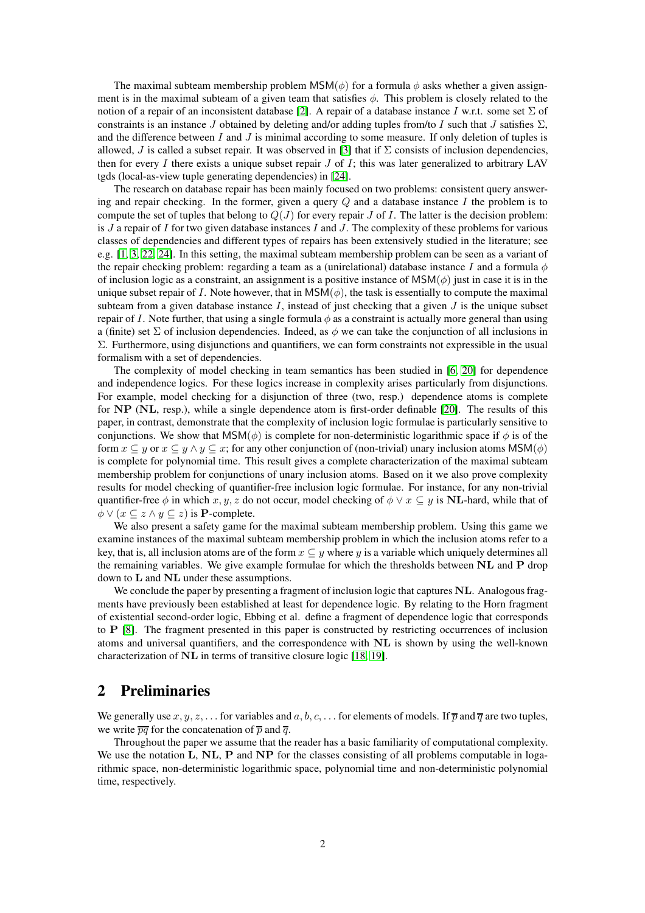The maximal subteam membership problem $\mathsf{MSM}(\phi)$ for a formula $\phi$ asks whether a given assignment is in the maximal subteam of a given team that satisfies $\phi$. This problem is closely related to the notion of a repair of an inconsistent database [2]. A repair of a database instance $I$ w.r.t. some set $\Sigma$ of constraints is an instance $J$ obtained by deleting and/or adding tuples from/to $I$ such that $J$ satisfies $\Sigma$, and the difference between $I$ and $J$ is minimal according to some measure. If only deletion of tuples is allowed, $J$ is called a subset repair. It was observed in [3] that if $\Sigma$ consists of inclusion dependencies, then for every $I$ there exists a unique subset repair $J$ of $I$; this was later generalized to arbitrary LAV tgds (local-as-view tuple generating dependencies) in [24].

The research on database repair has been mainly focused on two problems: consistent query answering and repair checking. In the former, given a query $Q$ and a database instance $I$ the problem is to compute the set of tuples that belong to $Q(J)$ for every repair $J$ of $I$. The latter is the decision problem: is $J$ a repair of $I$ for two given database instances $I$ and $J$. The complexity of these problems for various classes of dependencies and different types of repairs has been extensively studied in the literature; see e.g. [1, 3, 22, 24]. In this setting, the maximal subteam membership problem can be seen as a variant of the repair checking problem: regarding a team as a (unirelational) database instance $I$ and a formula $\phi$ of inclusion logic as a constraint, an assignment is a positive instance of $\mathsf{MSM}(\phi)$ just in case it is in the unique subset repair of $I$. Note however, that in $\mathsf{MSM}(\phi)$, the task is essentially to compute the maximal subteam from a given database instance $I$, instead of just checking that a given $J$ is the unique subset repair of $I$. Note further, that using a single formula $\phi$ as a constraint is actually more general than using a (finite) set $\Sigma$ of inclusion dependencies. Indeed, as $\phi$ we can take the conjunction of all inclusions in $\Sigma$. Furthermore, using disjunctions and quantifiers, we can form constraints not expressible in the usual formalism with a set of dependencies.

The complexity of model checking in team semantics has been studied in [6, 20] for dependence and independence logics. For these logics increase in complexity arises particularly from disjunctions. For example, model checking for a disjunction of three (two, resp.) dependence atoms is complete for $\mathbf{NP}$ ($\mathbf{NL}$, resp.), while a single dependence atom is first-order definable [20]. The results of this paper, in contrast, demonstrate that the complexity of inclusion logic formulae is particularly sensitive to conjunctions. We show that $\mathsf{MSM}(\phi)$ is complete for non-deterministic logarithmic space if $\phi$ is of the form $x \subseteq y$ or $x \subseteq y \wedge y \subseteq x$; for any other conjunction of (non-trivial) unary inclusion atoms $\mathsf{MSM}(\phi)$ is complete for polynomial time. This result gives a complete characterization of the maximal subteam membership problem for conjunctions of unary inclusion atoms. Based on it we also prove complexity results for model checking of quantifier-free inclusion logic formulae. For instance, for any non-trivial quantifier-free $\phi$ in which $x, y, z$ do not occur, model checking of $\phi \vee x \subseteq y$ is $\mathbf{NL}$-hard, while that of $\phi \vee (x \subseteq z \wedge y \subseteq z)$ is $\mathbf{P}$-complete.

We also present a safety game for the maximal subteam membership problem. Using this game we examine instances of the maximal subteam membership problem in which the inclusion atoms refer to a key, that is, all inclusion atoms are of the form $x \subseteq y$ where $y$ is a variable which uniquely determines all the remaining variables. We give example formulae for which the thresholds between $\mathbf{NL}$ and $\mathbf{P}$ drop down to $\mathbf{L}$ and $\mathbf{NL}$ under these assumptions.

We conclude the paper by presenting a fragment of inclusion logic that captures $\mathbf{NL}$. Analogous fragments have previously been established at least for dependence logic. By relating to the Horn fragment of existential second-order logic, Ebbing et al. define a fragment of dependence logic that corresponds to $\mathbf{P}$ [8]. The fragment presented in this paper is constructed by restricting occurrences of inclusion atoms and universal quantifiers, and the correspondence with $\mathbf{NL}$ is shown by using the well-known characterization of $\mathbf{NL}$ in terms of transitive closure logic [18, 19].

## 2 Preliminaries

We generally use $x, y, z, \ldots$ for variables and $a, b, c, \ldots$ for elements of models. If $\overline{p}$ and $\overline{q}$ are two tuples, we write $\overline{pq}$ for the concatenation of $\overline{p}$ and $\overline{q}$.

Throughout the paper we assume that the reader has a basic familiarity of computational complexity. We use the notation $\mathbf{L}$, $\mathbf{NL}$, $\mathbf{P}$ and $\mathbf{NP}$ for the classes consisting of all problems computable in logarithmic space, non-deterministic logarithmic space, polynomial time and non-deterministic polynomial time, respectively.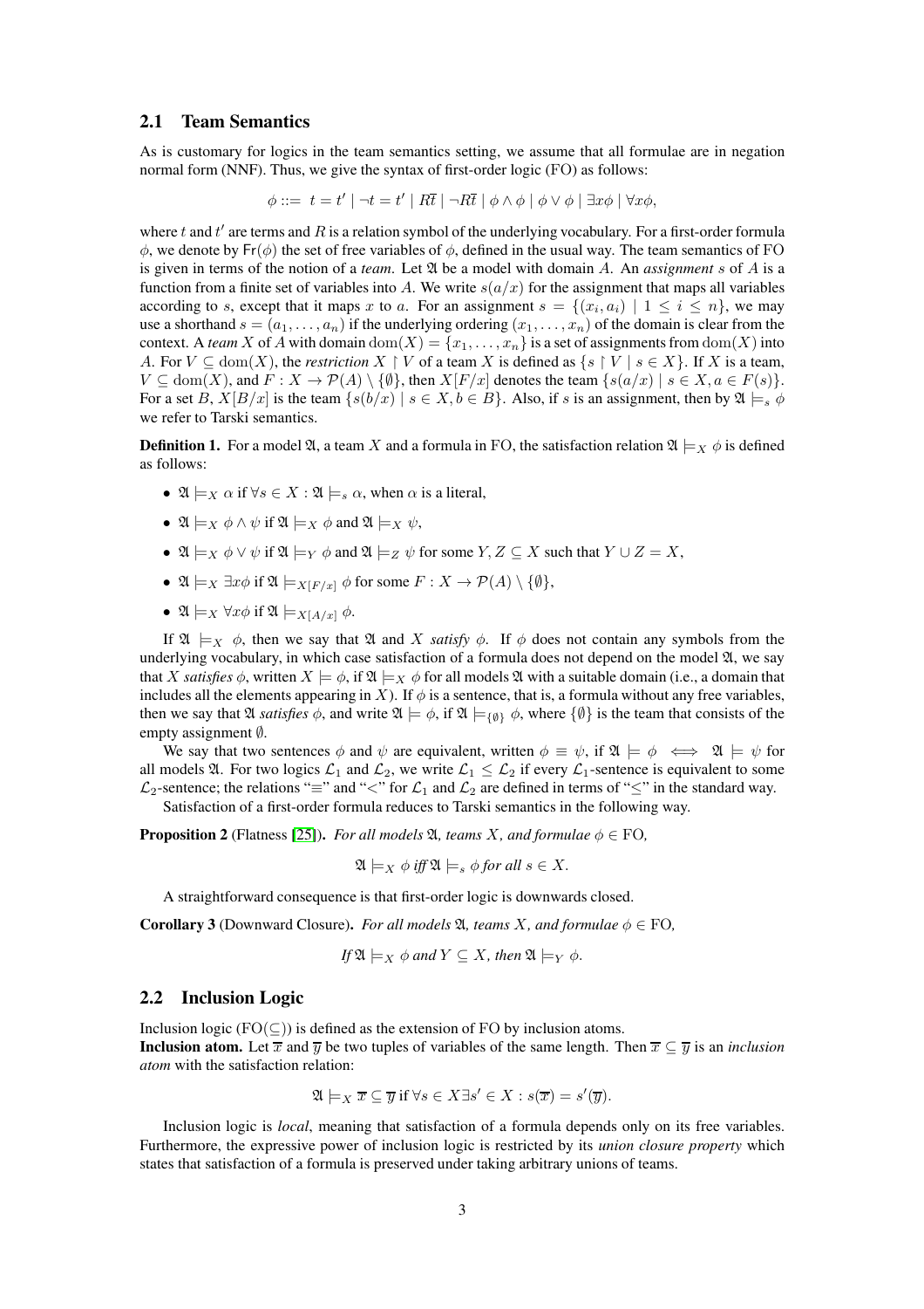## 2.1 Team Semantics

As is customary for logics in the team semantics setting, we assume that all formulae are in negation normal form (NNF). Thus, we give the syntax of first-order logic (FO) as follows:

$$\phi ::= \; t = t' \mid \neg t = t' \mid R\bar{t} \mid \neg R\bar{t} \mid \phi \wedge \phi \mid \phi \vee \phi \mid \exists x \phi \mid \forall x \phi,$$

where $t$ and $t'$ are terms and $R$ is a relation symbol of the underlying vocabulary. For a first-order formula $\phi$, we denote by $\mathsf{Fr}(\phi)$ the set of free variables of $\phi$, defined in the usual way. The team semantics of FO is given in terms of the notion of a *team*. Let $\mathfrak{A}$ be a model with domain $A$. An *assignment* $s$ of $A$ is a function from a finite set of variables into $A$. We write $s(a/x)$ for the assignment that maps all variables according to $s$, except that it maps $x$ to $a$. For an assignment $s = \{(x_i, a_i) \mid 1 \leq i \leq n\}$, we may use a shorthand $s = (a_1, \ldots, a_n)$ if the underlying ordering $(x_1, \ldots, x_n)$ of the domain is clear from the context. A *team* $X$ of $A$ with domain $\mathrm{dom}(X) = \{x_1, \ldots, x_n\}$ is a set of assignments from $\mathrm{dom}(X)$ into $A$. For $V \subseteq \mathrm{dom}(X)$, the *restriction* $X \upharpoonright V$ of a team $X$ is defined as $\{s \upharpoonright V \mid s \in X\}$. If $X$ is a team, $V \subseteq \mathrm{dom}(X)$, and $F : X \to \mathcal{P}(A) \setminus \{\emptyset\}$, then $X[F/x]$ denotes the team $\{s(a/x) \mid s \in X, a \in F(s)\}$. For a set $B$, $X[B/x]$ is the team $\{s(b/x) \mid s \in X, b \in B\}$. Also, if $s$ is an assignment, then by $\mathfrak{A} \models_s \phi$ we refer to Tarski semantics.

**Definition 1.** For a model $\mathfrak{A}$, a team $X$ and a formula in FO, the satisfaction relation $\mathfrak{A} \models_X \phi$ is defined as follows:

- $\mathfrak{A} \models_X \alpha$ if $\forall s \in X : \mathfrak{A} \models_s \alpha$, when $\alpha$ is a literal,
- $\mathfrak{A} \models_X \phi \wedge \psi$ if $\mathfrak{A} \models_X \phi$ and $\mathfrak{A} \models_X \psi$,
- $\mathfrak{A} \models_X \phi \vee \psi$ if $\mathfrak{A} \models_Y \phi$ and $\mathfrak{A} \models_Z \psi$ for some $Y, Z \subseteq X$ such that $Y \cup Z = X$,
- $\mathfrak{A} \models_X \exists x \phi$ if $\mathfrak{A} \models_{X[F/x]} \phi$ for some $F : X \to \mathcal{P}(A) \setminus \{\emptyset\}$,
- $\mathfrak{A} \models_X \forall x \phi$ if $\mathfrak{A} \models_{X[A/x]} \phi$.

If $\mathfrak{A} \models_X \phi$, then we say that $\mathfrak{A}$ and $X$ *satisfy* $\phi$. If $\phi$ does not contain any symbols from the underlying vocabulary, in which case satisfaction of a formula does not depend on the model $\mathfrak{A}$, we say that $X$ *satisfies* $\phi$, written $X \models \phi$, if $\mathfrak{A} \models_X \phi$ for all models $\mathfrak{A}$ with a suitable domain (i.e., a domain that includes all the elements appearing in $X$). If $\phi$ is a sentence, that is, a formula without any free variables, then we say that $\mathfrak{A}$ *satisfies* $\phi$, and write $\mathfrak{A} \models \phi$, if $\mathfrak{A} \models_{\{\emptyset\}} \phi$, where $\{\emptyset\}$ is the team that consists of the empty assignment $\emptyset$.

We say that two sentences $\phi$ and $\psi$ are equivalent, written $\phi \equiv \psi$, if $\mathfrak{A} \models \phi \iff \mathfrak{A} \models \psi$ for all models $\mathfrak{A}$. For two logics $\mathcal{L}_1$ and $\mathcal{L}_2$, we write $\mathcal{L}_1 \leq \mathcal{L}_2$ if every $\mathcal{L}_1$-sentence is equivalent to some $\mathcal{L}_2$-sentence; the relations "$\equiv$" and "$<$" for $\mathcal{L}_1$ and $\mathcal{L}_2$ are defined in terms of "$\leq$" in the standard way.

Satisfaction of a first-order formula reduces to Tarski semantics in the following way.

**Proposition 2** (Flatness [25]). *For all models $\mathfrak{A}$, teams $X$, and formulae $\phi \in$ FO,*

$$\mathfrak{A} \models_X \phi \text{ iff } \mathfrak{A} \models_s \phi \text{ for all } s \in X.$$

A straightforward consequence is that first-order logic is downwards closed.

**Corollary 3** (Downward Closure). *For all models $\mathfrak{A}$, teams $X$, and formulae $\phi \in$ FO,*

$$\text{If } \mathfrak{A} \models_X \phi \text{ and } Y \subseteq X, \text{ then } \mathfrak{A} \models_Y \phi.$$

## 2.2 Inclusion Logic

Inclusion logic (FO($\subseteq$)) is defined as the extension of FO by inclusion atoms.

**Inclusion atom.** Let $\overline{x}$ and $\overline{y}$ be two tuples of variables of the same length. Then $\overline{x} \subseteq \overline{y}$ is an *inclusion atom* with the satisfaction relation:

$$\mathfrak{A} \models_X \overline{x} \subseteq \overline{y} \text{ if } \forall s \in X \exists s' \in X : s(\overline{x}) = s'(\overline{y}).$$

Inclusion logic is *local*, meaning that satisfaction of a formula depends only on its free variables. Furthermore, the expressive power of inclusion logic is restricted by its *union closure property* which states that satisfaction of a formula is preserved under taking arbitrary unions of teams.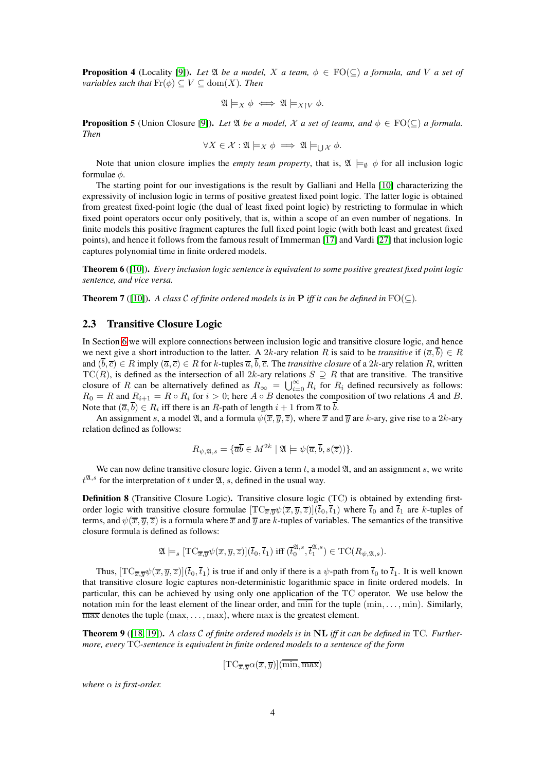**Proposition 4** (Locality [9])**.** *Let $\mathfrak{A}$ be a model, $X$ a team, $\phi \in \mathrm{FO}(\subseteq)$ a formula, and $V$ a set of variables such that $\mathrm{Fr}(\phi) \subseteq V \subseteq \mathrm{dom}(X)$. Then*

$$\mathfrak{A} \models_X \phi \iff \mathfrak{A} \models_{X \upharpoonright V} \phi.$$

**Proposition 5** (Union Closure [9])**.** *Let $\mathfrak{A}$ be a model, $\mathcal{X}$ a set of teams, and $\phi \in \mathrm{FO}(\subseteq)$ a formula. Then*

$$\forall X \in \mathcal{X} : \mathfrak{A} \models_X \phi \implies \mathfrak{A} \models_{\bigcup \mathcal{X}} \phi.$$

Note that union closure implies the *empty team property*, that is, $\mathfrak{A} \models_\emptyset \phi$ for all inclusion logic formulae $\phi$.

The starting point for our investigations is the result by Galliani and Hella [10] characterizing the expressivity of inclusion logic in terms of positive greatest fixed point logic. The latter logic is obtained from greatest fixed-point logic (the dual of least fixed point logic) by restricting to formulae in which fixed point operators occur only positively, that is, within a scope of an even number of negations. In finite models this positive fragment captures the full fixed point logic (with both least and greatest fixed points), and hence it follows from the famous result of Immerman [17] and Vardi [27] that inclusion logic captures polynomial time in finite ordered models.

**Theorem 6** ([10])**.** *Every inclusion logic sentence is equivalent to some positive greatest fixed point logic sentence, and vice versa.*

**Theorem 7** ([10])**.** *A class $\mathcal{C}$ of finite ordered models is in* **P** *iff it can be defined in* $\mathrm{FO}(\subseteq)$*.*

## 2.3 Transitive Closure Logic

In Section 6 we will explore connections between inclusion logic and transitive closure logic, and hence we next give a short introduction to the latter. A $2k$-ary relation $R$ is said to be *transitive* if $(\overline{a}, \overline{b}) \in R$ and $(\overline{b}, \overline{c}) \in R$ imply $(\overline{a}, \overline{c}) \in R$ for $k$-tuples $\overline{a}, \overline{b}, \overline{c}$. The *transitive closure* of a $2k$-ary relation $R$, written $\mathrm{TC}(R)$, is defined as the intersection of all $2k$-ary relations $S \supseteq R$ that are transitive. The transitive closure of $R$ can be alternatively defined as $R_\infty = \bigcup_{i=0}^{\infty} R_i$ for $R_i$ defined recursively as follows: $R_0 = R$ and $R_{i+1} = R \circ R_i$ for $i > 0$; here $A \circ B$ denotes the composition of two relations $A$ and $B$. Note that $(\overline{a}, \overline{b}) \in R_i$ iff there is an $R$-path of length $i+1$ from $\overline{a}$ to $\overline{b}$.

An assignment $s$, a model $\mathfrak{A}$, and a formula $\psi(\overline{x}, \overline{y}, \overline{z})$, where $\overline{x}$ and $\overline{y}$ are $k$-ary, give rise to a $2k$-ary relation defined as follows:

$$R_{\psi,\mathfrak{A},s} = \{\overline{a}\overline{b} \in M^{2k} \mid \mathfrak{A} \models \psi(\overline{a}, \overline{b}, s(\overline{z}))\}.$$

We can now define transitive closure logic. Given a term $t$, a model $\mathfrak{A}$, and an assignment $s$, we write $t^{\mathfrak{A},s}$ for the interpretation of $t$ under $\mathfrak{A}, s$, defined in the usual way.

**Definition 8** (Transitive Closure Logic)**.** Transitive closure logic (TC) is obtained by extending first-order logic with transitive closure formulae $[\mathrm{TC}_{\overline{x},\overline{y}} \psi(\overline{x}, \overline{y}, \overline{z})](\overline{t}_0, \overline{t}_1)$ where $\overline{t}_0$ and $\overline{t}_1$ are $k$-tuples of terms, and $\psi(\overline{x}, \overline{y}, \overline{z})$ is a formula where $\overline{x}$ and $\overline{y}$ are $k$-tuples of variables. The semantics of the transitive closure formula is defined as follows:

$$\mathfrak{A} \models_s [\mathrm{TC}_{\overline{x},\overline{y}} \psi(\overline{x}, \overline{y}, \overline{z})](\overline{t}_0, \overline{t}_1) \text{ iff } (\overline{t}_0^{\mathfrak{A},s}, \overline{t}_1^{\mathfrak{A},s}) \in \mathrm{TC}(R_{\psi,\mathfrak{A},s}).$$

Thus, $[\mathrm{TC}_{\overline{x},\overline{y}} \psi(\overline{x}, \overline{y}, \overline{z})](\overline{t}_0, \overline{t}_1)$ is true if and only if there is a $\psi$-path from $\overline{t}_0$ to $\overline{t}_1$. It is well known that transitive closure logic captures non-deterministic logarithmic space in finite ordered models. In particular, this can be achieved by using only one application of the TC operator. We use below the notation $\min$ for the least element of the linear order, and $\overline{\min}$ for the tuple $(\min, \ldots, \min)$. Similarly, $\overline{\max}$ denotes the tuple $(\max, \ldots, \max)$, where $\max$ is the greatest element.

**Theorem 9** ([18, 19])**.** *A class $\mathcal{C}$ of finite ordered models is in* **NL** *iff it can be defined in* TC*. Furthermore, every* TC*-sentence is equivalent in finite ordered models to a sentence of the form*

$$[\mathrm{TC}_{\overline{x},\overline{y}} \alpha(\overline{x}, \overline{y})](\overline{\min}, \overline{\max})$$

*where $\alpha$ is first-order.*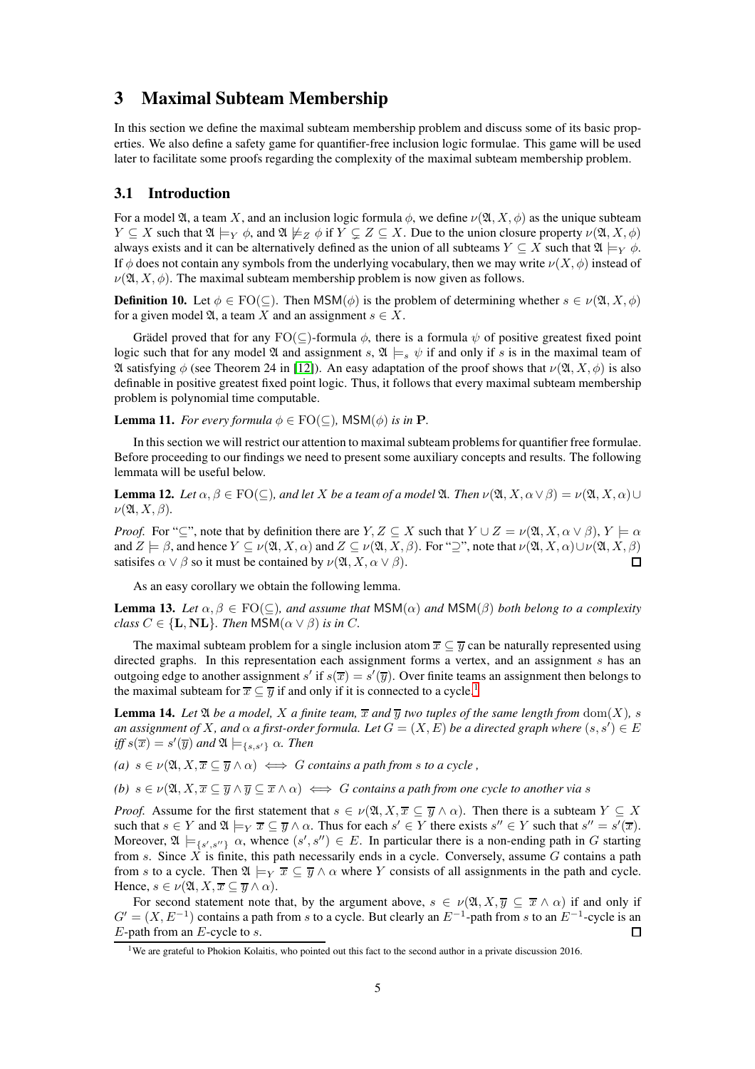# 3 Maximal Subteam Membership

In this section we define the maximal subteam membership problem and discuss some of its basic properties. We also define a safety game for quantifier-free inclusion logic formulae. This game will be used later to facilitate some proofs regarding the complexity of the maximal subteam membership problem.

## 3.1 Introduction

For a model $\mathfrak{A}$, a team $X$, and an inclusion logic formula $\phi$, we define $\nu(\mathfrak{A}, X, \phi)$ as the unique subteam $Y \subseteq X$ such that $\mathfrak{A} \models_Y \phi$, and $\mathfrak{A} \not\models_Z \phi$ if $Y \subsetneq Z \subseteq X$. Due to the union closure property $\nu(\mathfrak{A}, X, \phi)$ always exists and it can be alternatively defined as the union of all subteams $Y \subseteq X$ such that $\mathfrak{A} \models_Y \phi$. If $\phi$ does not contain any symbols from the underlying vocabulary, then we may write $\nu(X, \phi)$ instead of $\nu(\mathfrak{A}, X, \phi)$. The maximal subteam membership problem is now given as follows.

**Definition 10.** Let $\phi \in \mathrm{FO}(\subseteq)$. Then $\mathsf{MSM}(\phi)$ is the problem of determining whether $s \in \nu(\mathfrak{A}, X, \phi)$ for a given model $\mathfrak{A}$, a team $X$ and an assignment $s \in X$.

Grädel proved that for any $\mathrm{FO}(\subseteq)$-formula $\phi$, there is a formula $\psi$ of positive greatest fixed point logic such that for any model $\mathfrak{A}$ and assignment $s$, $\mathfrak{A} \models_s \psi$ if and only if $s$ is in the maximal team of $\mathfrak{A}$ satisfying $\phi$ (see Theorem 24 in [12]). An easy adaptation of the proof shows that $\nu(\mathfrak{A}, X, \phi)$ is also definable in positive greatest fixed point logic. Thus, it follows that every maximal subteam membership problem is polynomial time computable.

**Lemma 11.** *For every formula $\phi \in \mathrm{FO}(\subseteq)$, $\mathsf{MSM}(\phi)$ is in $\mathbf{P}$.*

In this section we will restrict our attention to maximal subteam problems for quantifier free formulae. Before proceeding to our findings we need to present some auxiliary concepts and results. The following lemmata will be useful below.

**Lemma 12.** *Let $\alpha, \beta \in \mathrm{FO}(\subseteq)$, and let $X$ be a team of a model $\mathfrak{A}$. Then $\nu(\mathfrak{A}, X, \alpha \vee \beta) = \nu(\mathfrak{A}, X, \alpha) \cup \nu(\mathfrak{A}, X, \beta)$.*

*Proof.* For "$\subseteq$", note that by definition there are $Y, Z \subseteq X$ such that $Y \cup Z = \nu(\mathfrak{A}, X, \alpha \vee \beta)$, $Y \models \alpha$ and $Z \models \beta$, and hence $Y \subseteq \nu(\mathfrak{A}, X, \alpha)$ and $Z \subseteq \nu(\mathfrak{A}, X, \beta)$. For "$\supseteq$", note that $\nu(\mathfrak{A}, X, \alpha) \cup \nu(\mathfrak{A}, X, \beta)$ satisifes $\alpha \vee \beta$ so it must be contained by $\nu(\mathfrak{A}, X, \alpha \vee \beta)$. $\square$

As an easy corollary we obtain the following lemma.

**Lemma 13.** *Let $\alpha, \beta \in \mathrm{FO}(\subseteq)$, and assume that $\mathsf{MSM}(\alpha)$ and $\mathsf{MSM}(\beta)$ both belong to a complexity class $C \in \{\mathbf{L}, \mathbf{NL}\}$. Then $\mathsf{MSM}(\alpha \vee \beta)$ is in $C$.*

The maximal subteam problem for a single inclusion atom $\overline{x} \subseteq \overline{y}$ can be naturally represented using directed graphs. In this representation each assignment forms a vertex, and an assignment $s$ has an outgoing edge to another assignment $s'$ if $s(\overline{x}) = s'(\overline{y})$. Over finite teams an assignment then belongs to the maximal subteam for $\overline{x} \subseteq \overline{y}$ if and only if it is connected to a cycle.[1]

**Lemma 14.** *Let $\mathfrak{A}$ be a model, $X$ a finite team, $\overline{x}$ and $\overline{y}$ two tuples of the same length from $\mathrm{dom}(X)$, $s$ an assignment of $X$, and $\alpha$ a first-order formula. Let $G = (X, E)$ be a directed graph where $(s, s') \in E$ iff $s(\overline{x}) = s'(\overline{y})$ and $\mathfrak{A} \models_{\{s,s'\}} \alpha$. Then*

*(a) $s \in \nu(\mathfrak{A}, X, \overline{x} \subseteq \overline{y} \wedge \alpha) \iff G$ contains a path from $s$ to a cycle ,*

*(b) $s \in \nu(\mathfrak{A}, X, \overline{x} \subseteq \overline{y} \wedge \overline{y} \subseteq \overline{x} \wedge \alpha) \iff G$ contains a path from one cycle to another via $s$*

*Proof.* Assume for the first statement that $s \in \nu(\mathfrak{A}, X, \overline{x} \subseteq \overline{y} \wedge \alpha)$. Then there is a subteam $Y \subseteq X$ such that $s \in Y$ and $\mathfrak{A} \models_Y \overline{x} \subseteq \overline{y} \wedge \alpha$. Thus for each $s' \in Y$ there exists $s'' \in Y$ such that $s'' = s'(\overline{x})$. Moreover, $\mathfrak{A} \models_{\{s',s''\}} \alpha$, whence $(s', s'') \in E$. In particular there is a non-ending path in $G$ starting from $s$. Since $X$ is finite, this path necessarily ends in a cycle. Conversely, assume $G$ contains a path from $s$ to a cycle. Then $\mathfrak{A} \models_Y \overline{x} \subseteq \overline{y} \wedge \alpha$ where $Y$ consists of all assignments in the path and cycle. Hence, $s \in \nu(\mathfrak{A}, X, \overline{x} \subseteq \overline{y} \wedge \alpha)$.

For second statement note that, by the argument above, $s \in \nu(\mathfrak{A}, X, \overline{y} \subseteq \overline{x} \wedge \alpha)$ if and only if $G' = (X, E^{-1})$ contains a path from $s$ to a cycle. But clearly an $E^{-1}$-path from $s$ to an $E^{-1}$-cycle is an $E$-path from an $E$-cycle to $s$. $\square$

[1] We are grateful to Phokion Kolaitis, who pointed out this fact to the second author in a private discussion 2016.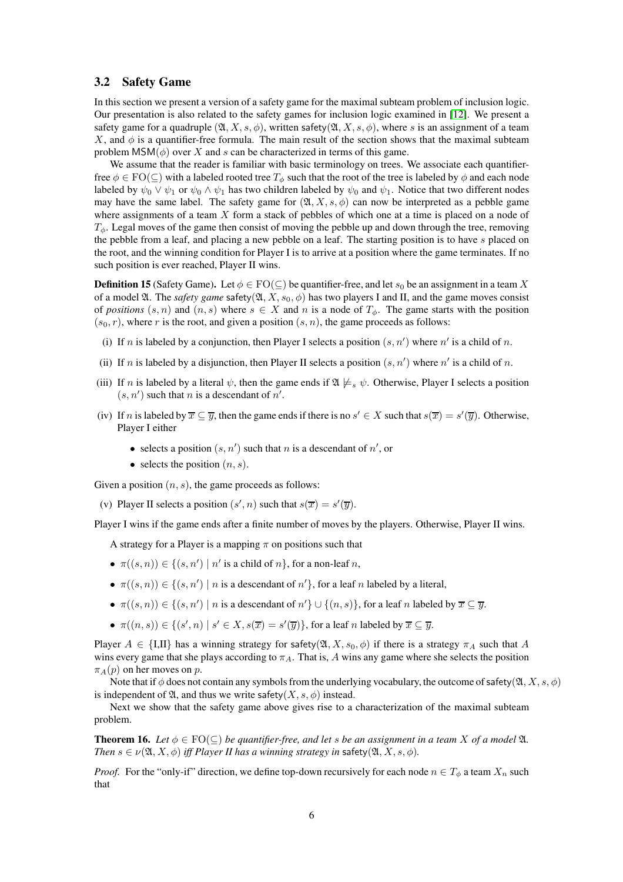## 3.2 Safety Game

In this section we present a version of a safety game for the maximal subteam problem of inclusion logic. Our presentation is also related to the safety games for inclusion logic examined in [12]. We present a safety game for a quadruple $(\mathfrak{A}, X, s, \phi)$, written $\mathsf{safety}(\mathfrak{A}, X, s, \phi)$, where $s$ is an assignment of a team $X$, and $\phi$ is a quantifier-free formula. The main result of the section shows that the maximal subteam problem $\mathsf{MSM}(\phi)$ over $X$ and $s$ can be characterized in terms of this game.

We assume that the reader is familiar with basic terminology on trees. We associate each quantifier-free $\phi \in \mathrm{FO}(\subseteq)$ with a labeled rooted tree $T_\phi$ such that the root of the tree is labeled by $\phi$ and each node labeled by $\psi_0 \vee \psi_1$ or $\psi_0 \wedge \psi_1$ has two children labeled by $\psi_0$ and $\psi_1$. Notice that two different nodes may have the same label. The safety game for $(\mathfrak{A}, X, s, \phi)$ can now be interpreted as a pebble game where assignments of a team $X$ form a stack of pebbles of which one at a time is placed on a node of $T_\phi$. Legal moves of the game then consist of moving the pebble up and down through the tree, removing the pebble from a leaf, and placing a new pebble on a leaf. The starting position is to have $s$ placed on the root, and the winning condition for Player I is to arrive at a position where the game terminates. If no such position is ever reached, Player II wins.

**Definition 15** (Safety Game). Let $\phi \in \mathrm{FO}(\subseteq)$ be quantifier-free, and let $s_0$ be an assignment in a team $X$ of a model $\mathfrak{A}$. The *safety game* $\mathsf{safety}(\mathfrak{A}, X, s_0, \phi)$ has two players I and II, and the game moves consist of *positions* $(s, n)$ and $(n, s)$ where $s \in X$ and $n$ is a node of $T_\phi$. The game starts with the position $(s_0, r)$, where $r$ is the root, and given a position $(s, n)$, the game proceeds as follows:

(i) If $n$ is labeled by a conjunction, then Player I selects a position $(s, n')$ where $n'$ is a child of $n$.

(ii) If $n$ is labeled by a disjunction, then Player II selects a position $(s, n')$ where $n'$ is a child of $n$.

(iii) If $n$ is labeled by a literal $\psi$, then the game ends if $\mathfrak{A} \not\models_s \psi$. Otherwise, Player I selects a position $(s, n')$ such that $n$ is a descendant of $n'$.

(iv) If $n$ is labeled by $\overline{x} \subseteq \overline{y}$, then the game ends if there is no $s' \in X$ such that $s(\overline{x}) = s'(\overline{y})$. Otherwise, Player I either

- selects a position $(s, n')$ such that $n$ is a descendant of $n'$, or
- selects the position $(n, s)$.

Given a position $(n, s)$, the game proceeds as follows:

(v) Player II selects a position $(s', n)$ such that $s(\overline{x}) = s'(\overline{y})$.

Player I wins if the game ends after a finite number of moves by the players. Otherwise, Player II wins.

A strategy for a Player is a mapping $\pi$ on positions such that

- $\pi((s, n)) \in \{(s, n') \mid n' \text{ is a child of } n\}$, for a non-leaf $n$,
- $\pi((s, n)) \in \{(s, n') \mid n \text{ is a descendant of } n'\}$, for a leaf $n$ labeled by a literal,
- $\pi((s, n)) \in \{(s, n') \mid n \text{ is a descendant of } n'\} \cup \{(n, s)\}$, for a leaf $n$ labeled by $\overline{x} \subseteq \overline{y}$.
- $\pi((n, s)) \in \{(s', n) \mid s' \in X, s(\overline{x}) = s'(\overline{y})\}$, for a leaf $n$ labeled by $\overline{x} \subseteq \overline{y}$.

Player $A \in \{\text{I,II}\}$ has a winning strategy for $\mathsf{safety}(\mathfrak{A}, X, s_0, \phi)$ if there is a strategy $\pi_A$ such that $A$ wins every game that she plays according to $\pi_A$. That is, $A$ wins any game where she selects the position $\pi_A(p)$ on her moves on $p$.

Note that if $\phi$ does not contain any symbols from the underlying vocabulary, the outcome of $\mathsf{safety}(\mathfrak{A}, X, s, \phi)$ is independent of $\mathfrak{A}$, and thus we write $\mathsf{safety}(X, s, \phi)$ instead.

Next we show that the safety game above gives rise to a characterization of the maximal subteam problem.

**Theorem 16.** *Let $\phi \in \mathrm{FO}(\subseteq)$ be quantifier-free, and let $s$ be an assignment in a team $X$ of a model $\mathfrak{A}$. Then $s \in \nu(\mathfrak{A}, X, \phi)$ iff Player II has a winning strategy in $\mathsf{safety}(\mathfrak{A}, X, s, \phi)$.*

*Proof.* For the "only-if" direction, we define top-down recursively for each node $n \in T_\phi$ a team $X_n$ such that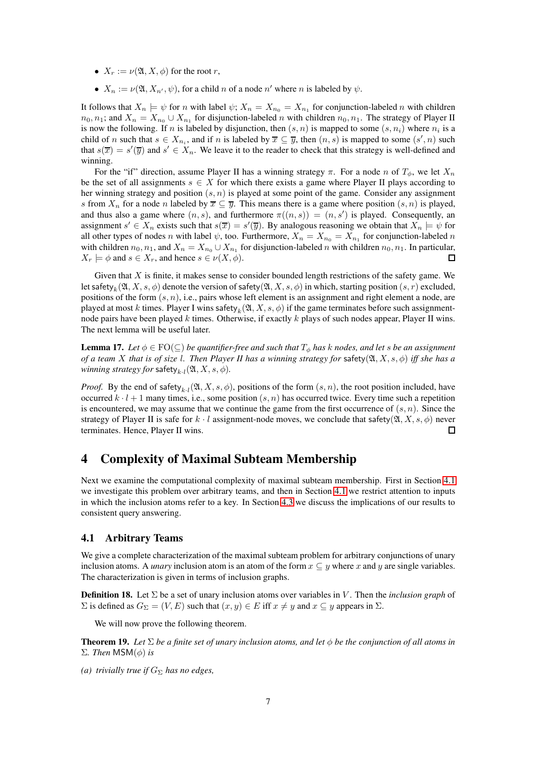- $X_r := \nu(\mathfrak{A}, X, \phi)$ for the root $r$,
- $X_n := \nu(\mathfrak{A}, X_{n'}, \psi)$, for a child $n$ of a node $n'$ where $n$ is labeled by $\psi$.

It follows that $X_n \models \psi$ for $n$ with label $\psi$; $X_n = X_{n_0} = X_{n_1}$ for conjunction-labeled $n$ with children $n_0, n_1$; and $X_n = X_{n_0} \cup X_{n_1}$ for disjunction-labeled $n$ with children $n_0, n_1$. The strategy of Player II is now the following. If $n$ is labeled by disjunction, then $(s, n)$ is mapped to some $(s, n_i)$ where $n_i$ is a child of $n$ such that $s \in X_{n_i}$, and if $n$ is labeled by $\overline{x} \subseteq \overline{y}$, then $(n, s)$ is mapped to some $(s', n)$ such that $s(\overline{x}) = s'(\overline{y})$ and $s' \in X_n$. We leave it to the reader to check that this strategy is well-defined and winning.

For the "if" direction, assume Player II has a winning strategy $\pi$. For a node $n$ of $T_\phi$, we let $X_n$ be the set of all assignments $s \in X$ for which there exists a game where Player II plays according to her winning strategy and position $(s, n)$ is played at some point of the game. Consider any assignment $s$ from $X_n$ for a node $n$ labeled by $\overline{x} \subseteq \overline{y}$. This means there is a game where position $(s, n)$ is played, and thus also a game where $(n, s)$, and furthermore $\pi((n, s)) = (n, s')$ is played. Consequently, an assignment $s' \in X_n$ exists such that $s(\overline{x}) = s'(\overline{y})$. By analogous reasoning we obtain that $X_n \models \psi$ for all other types of nodes $n$ with label $\psi$, too. Furthermore, $X_n = X_{n_0} = X_{n_1}$ for conjunction-labeled $n$ with children $n_0, n_1$, and $X_n = X_{n_0} \cup X_{n_1}$ for disjunction-labeled $n$ with children $n_0, n_1$. In particular, $X_r \models \phi$ and $s \in X_r$, and hence $s \in \nu(X, \phi)$. ☐

Given that $X$ is finite, it makes sense to consider bounded length restrictions of the safety game. We let $\mathsf{safety}_k(\mathfrak{A}, X, s, \phi)$ denote the version of $\mathsf{safety}(\mathfrak{A}, X, s, \phi)$ in which, starting position $(s, r)$ excluded, positions of the form $(s, n)$, i.e., pairs whose left element is an assignment and right element a node, are played at most $k$ times. Player I wins $\mathsf{safety}_k(\mathfrak{A}, X, s, \phi)$ if the game terminates before such assignment-node pairs have been played $k$ times. Otherwise, if exactly $k$ plays of such nodes appear, Player II wins. The next lemma will be useful later.

**Lemma 17.** *Let $\phi \in \mathrm{FO}(\subseteq)$ be quantifier-free and such that $T_\phi$ has $k$ nodes, and let $s$ be an assignment of a team $X$ that is of size $l$. Then Player II has a winning strategy for $\mathsf{safety}(\mathfrak{A}, X, s, \phi)$ iff she has a winning strategy for $\mathsf{safety}_{k \cdot l}(\mathfrak{A}, X, s, \phi)$.*

*Proof.* By the end of $\mathsf{safety}_{k \cdot l}(\mathfrak{A}, X, s, \phi)$, positions of the form $(s, n)$, the root position included, have occurred $k \cdot l + 1$ many times, i.e., some position $(s, n)$ has occurred twice. Every time such a repetition is encountered, we may assume that we continue the game from the first occurrence of $(s, n)$. Since the strategy of Player II is safe for $k \cdot l$ assignment-node moves, we conclude that $\mathsf{safety}(\mathfrak{A}, X, s, \phi)$ never terminates. Hence, Player II wins. ☐

# 4 Complexity of Maximal Subteam Membership

Next we examine the computational complexity of maximal subteam membership. First in Section 4.1 we investigate this problem over arbitrary teams, and then in Section 4.1 we restrict attention to inputs in which the inclusion atoms refer to a key. In Section 4.3 we discuss the implications of our results to consistent query answering.

## 4.1 Arbitrary Teams

We give a complete characterization of the maximal subteam problem for arbitrary conjunctions of unary inclusion atoms. A *unary* inclusion atom is an atom of the form $x \subseteq y$ where $x$ and $y$ are single variables. The characterization is given in terms of inclusion graphs.

**Definition 18.** Let $\Sigma$ be a set of unary inclusion atoms over variables in $V$. Then the *inclusion graph* of $\Sigma$ is defined as $G_\Sigma = (V, E)$ such that $(x, y) \in E$ iff $x \neq y$ and $x \subseteq y$ appears in $\Sigma$.

We will now prove the following theorem.

**Theorem 19.** *Let $\Sigma$ be a finite set of unary inclusion atoms, and let $\phi$ be the conjunction of all atoms in $\Sigma$. Then $\mathsf{MSM}(\phi)$ is*

*(a) trivially true if $G_\Sigma$ has no edges,*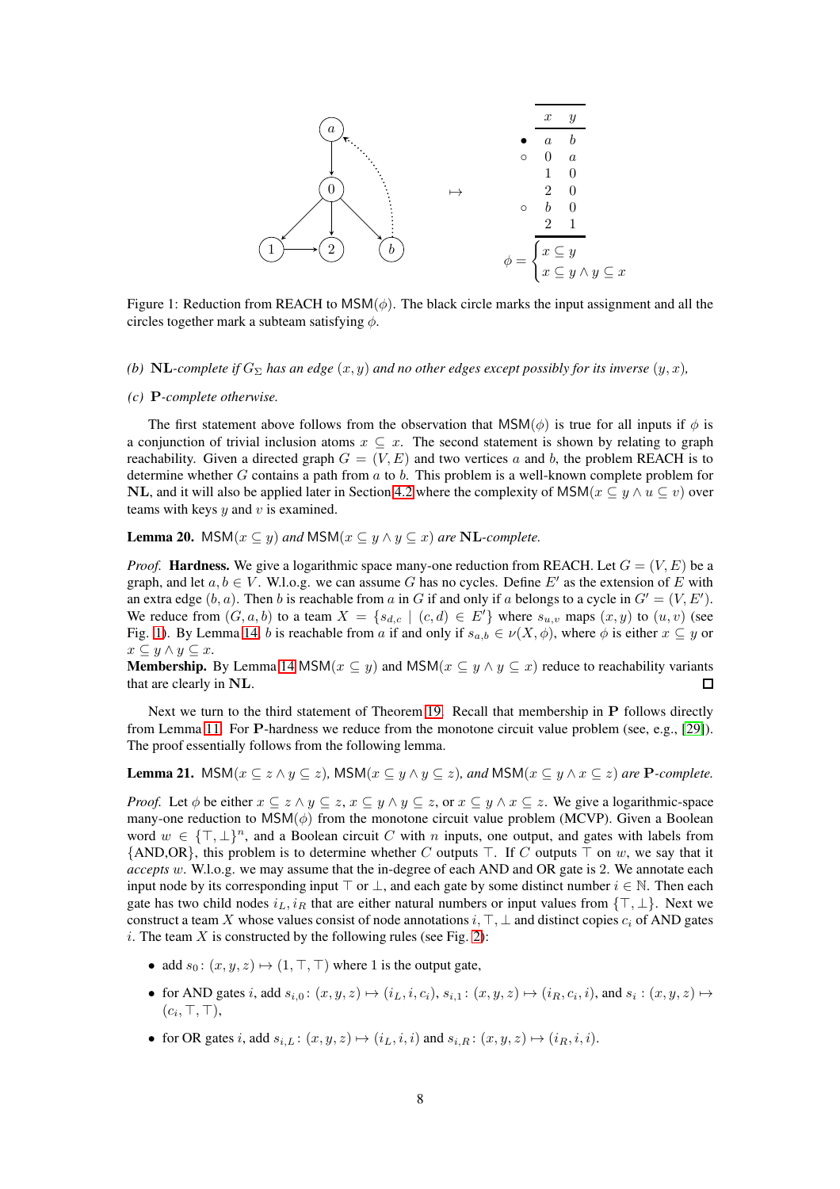| | $x$ | $y$ |
|---|---|---|
| • | $a$ | $b$ |
| ○ | 0 | $a$ |
| | 1 | 0 |
| | 2 | 0 |
| ○ | $b$ | 0 |
| | 2 | 1 |

$$\phi = \begin{cases} x \subseteq y \\ x \subseteq y \wedge y \subseteq x \end{cases}$$

Figure 1: Reduction from REACH to $\mathsf{MSM}(\phi)$. The black circle marks the input assignment and all the circles together mark a subteam satisfying $\phi$.

*(b)* $\mathbf{NL}$*-complete if* $G_\Sigma$ *has an edge* $(x, y)$ *and no other edges except possibly for its inverse* $(y, x)$*,*

*(c)* $\mathbf{P}$*-complete otherwise.*

The first statement above follows from the observation that $\mathsf{MSM}(\phi)$ is true for all inputs if $\phi$ is a conjunction of trivial inclusion atoms $x \subseteq x$. The second statement is shown by relating to graph reachability. Given a directed graph $G = (V, E)$ and two vertices $a$ and $b$, the problem REACH is to determine whether $G$ contains a path from $a$ to $b$. This problem is a well-known complete problem for $\mathbf{NL}$, and it will also be applied later in Section 4.2 where the complexity of $\mathsf{MSM}(x \subseteq y \wedge u \subseteq v)$ over teams with keys $y$ and $v$ is examined.

**Lemma 20.** $\mathsf{MSM}(x \subseteq y)$ *and* $\mathsf{MSM}(x \subseteq y \wedge y \subseteq x)$ *are* $\mathbf{NL}$*-complete.*

*Proof.* **Hardness.** We give a logarithmic space many-one reduction from REACH. Let $G = (V, E)$ be a graph, and let $a, b \in V$. W.l.o.g. we can assume $G$ has no cycles. Define $E'$ as the extension of $E$ with an extra edge $(b, a)$. Then $b$ is reachable from $a$ in $G$ if and only if $a$ belongs to a cycle in $G' = (V, E')$. We reduce from $(G, a, b)$ to a team $X = \{s_{d,c} \mid (c, d) \in E'\}$ where $s_{u,v}$ maps $(x, y)$ to $(u, v)$ (see Fig. 1). By Lemma 14, $b$ is reachable from $a$ if and only if $s_{a,b} \in \nu(X, \phi)$, where $\phi$ is either $x \subseteq y$ or $x \subseteq y \wedge y \subseteq x$.

**Membership.** By Lemma 14 $\mathsf{MSM}(x \subseteq y)$ and $\mathsf{MSM}(x \subseteq y \wedge y \subseteq x)$ reduce to reachability variants that are clearly in $\mathbf{NL}$. ◻

Next we turn to the third statement of Theorem 19. Recall that membership in $\mathbf{P}$ follows directly from Lemma 11. For $\mathbf{P}$-hardness we reduce from the monotone circuit value problem (see, e.g., [29]). The proof essentially follows from the following lemma.

**Lemma 21.** $\mathsf{MSM}(x \subseteq z \wedge y \subseteq z)$*,* $\mathsf{MSM}(x \subseteq y \wedge y \subseteq z)$*, and* $\mathsf{MSM}(x \subseteq y \wedge x \subseteq z)$ *are* $\mathbf{P}$*-complete.*

*Proof.* Let $\phi$ be either $x \subseteq z \wedge y \subseteq z$, $x \subseteq y \wedge y \subseteq z$, or $x \subseteq y \wedge x \subseteq z$. We give a logarithmic-space many-one reduction to $\mathsf{MSM}(\phi)$ from the monotone circuit value problem (MCVP). Given a Boolean word $w \in \{\top, \bot\}^n$, and a Boolean circuit $C$ with $n$ inputs, one output, and gates with labels from {AND,OR}, this problem is to determine whether $C$ outputs $\top$. If $C$ outputs $\top$ on $w$, we say that it *accepts* $w$. W.l.o.g. we may assume that the in-degree of each AND and OR gate is 2. We annotate each input node by its corresponding input $\top$ or $\bot$, and each gate by some distinct number $i \in \mathbb{N}$. Then each gate has two child nodes $i_L, i_R$ that are either natural numbers or input values from $\{\top, \bot\}$. Next we construct a team $X$ whose values consist of node annotations $i, \top, \bot$ and distinct copies $c_i$ of AND gates $i$. The team $X$ is constructed by the following rules (see Fig. 2):

- add $s_0 \colon (x, y, z) \mapsto (1, \top, \top)$ where 1 is the output gate,
- for AND gates $i$, add $s_{i,0} \colon (x, y, z) \mapsto (i_L, i, c_i)$, $s_{i,1} \colon (x, y, z) \mapsto (i_R, c_i, i)$, and $s_i \colon (x, y, z) \mapsto (c_i, \top, \top)$,
- for OR gates $i$, add $s_{i,L} \colon (x, y, z) \mapsto (i_L, i, i)$ and $s_{i,R} \colon (x, y, z) \mapsto (i_R, i, i)$.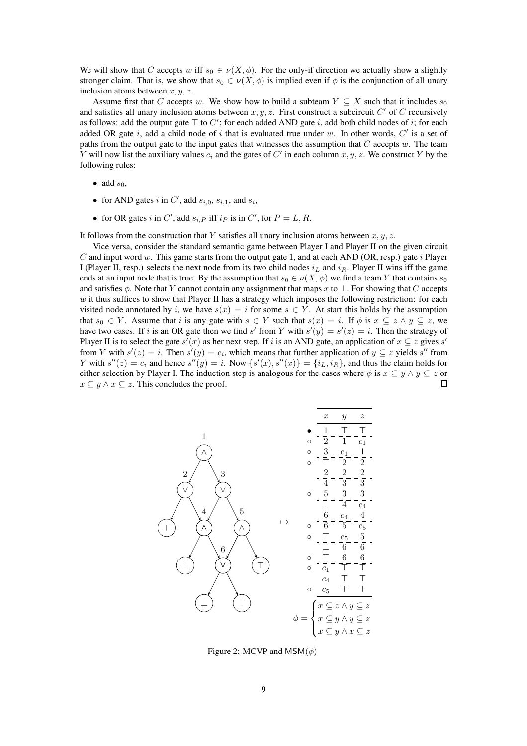We will show that $C$ accepts $w$ iff $s_0 \in \nu(X, \phi)$. For the only-if direction we actually show a slightly stronger claim. That is, we show that $s_0 \in \nu(X, \phi)$ is implied even if $\phi$ is the conjunction of all unary inclusion atoms between $x, y, z$.

Assume first that $C$ accepts $w$. We show how to build a subteam $Y \subseteq X$ such that it includes $s_0$ and satisfies all unary inclusion atoms between $x, y, z$. First construct a subcircuit $C'$ of $C$ recursively as follows: add the output gate $\top$ to $C'$; for each added AND gate $i$, add both child nodes of $i$; for each added OR gate $i$, add a child node of $i$ that is evaluated true under $w$. In other words, $C'$ is a set of paths from the output gate to the input gates that witnesses the assumption that $C$ accepts $w$. The team $Y$ will now list the auxiliary values $c_i$ and the gates of $C'$ in each column $x, y, z$. We construct $Y$ by the following rules:

- add $s_0$,
- for AND gates $i$ in $C'$, add $s_{i,0}$, $s_{i,1}$, and $s_i$,
- for OR gates $i$ in $C'$, add $s_{i,P}$ iff $i_P$ is in $C'$, for $P = L, R$.

It follows from the construction that $Y$ satisfies all unary inclusion atoms between $x, y, z$.

Vice versa, consider the standard semantic game between Player I and Player II on the given circuit $C$ and input word $w$. This game starts from the output gate 1, and at each AND (OR, resp.) gate $i$ Player I (Player II, resp.) selects the next node from its two child nodes $i_L$ and $i_R$. Player II wins iff the game ends at an input node that is true. By the assumption that $s_0 \in \nu(X, \phi)$ we find a team $Y$ that contains $s_0$ and satisfies $\phi$. Note that $Y$ cannot contain any assignment that maps $x$ to $\bot$. For showing that $C$ accepts $w$ it thus suffices to show that Player II has a strategy which imposes the following restriction: for each visited node annotated by $i$, we have $s(x) = i$ for some $s \in Y$. At start this holds by the assumption that $s_0 \in Y$. Assume that $i$ is any gate with $s \in Y$ such that $s(x) = i$. If $\phi$ is $x \subseteq z \wedge y \subseteq z$, we have two cases. If $i$ is an OR gate then we find $s'$ from $Y$ with $s'(y) = s'(z) = i$. Then the strategy of Player II is to select the gate $s'(x)$ as her next step. If $i$ is an AND gate, an application of $x \subseteq z$ gives $s'$ from $Y$ with $s'(z) = i$. Then $s'(y) = c_i$, which means that further application of $y \subseteq z$ yields $s''$ from $Y$ with $s''(z) = c_i$ and hence $s''(y) = i$. Now $\{s'(x), s''(x)\} = \{i_L, i_R\}$, and thus the claim holds for either selection by Player I. The induction step is analogous for the cases where $\phi$ is $x \subseteq y \wedge y \subseteq z$ or $x \subseteq y \wedge x \subseteq z$. This concludes the proof. □

|  | $x$ | $y$ | $z$ |
|---|---|---|---|
| • | 1 | $\top$ | $\top$ |
| ◦ | 2 | 1 | $c_1$ |
| ◦ | 3 | $c_1$ | 1 |
| ◦ | $\top$ | 2 | 2 |
|  | 2 | 2 | 2 |
|  | 4 | 3 | 3 |
| ◦ | 5 | 3 | 3 |
|  | $\bot$ | 4 | $c_4$ |
|  | 6 | $c_4$ | 4 |
| ◦ | 6 | 5 | $c_5$ |
| ◦ | $\top$ | $c_5$ | 5 |
|  | $\bot$ | 6 | 6 |
| ◦ | $\top$ | 6 | 6 |
| ◦ | $c_1$ | $\top$ | $\top$ |
|  | $c_4$ | $\top$ | $\top$ |
| ◦ | $c_5$ | $\top$ | $\top$ |

$$\phi = \begin{cases} x \subseteq z \wedge y \subseteq z \\ x \subseteq y \wedge y \subseteq z \\ x \subseteq y \wedge x \subseteq z \end{cases}$$

Figure 2: MCVP and $\mathsf{MSM}(\phi)$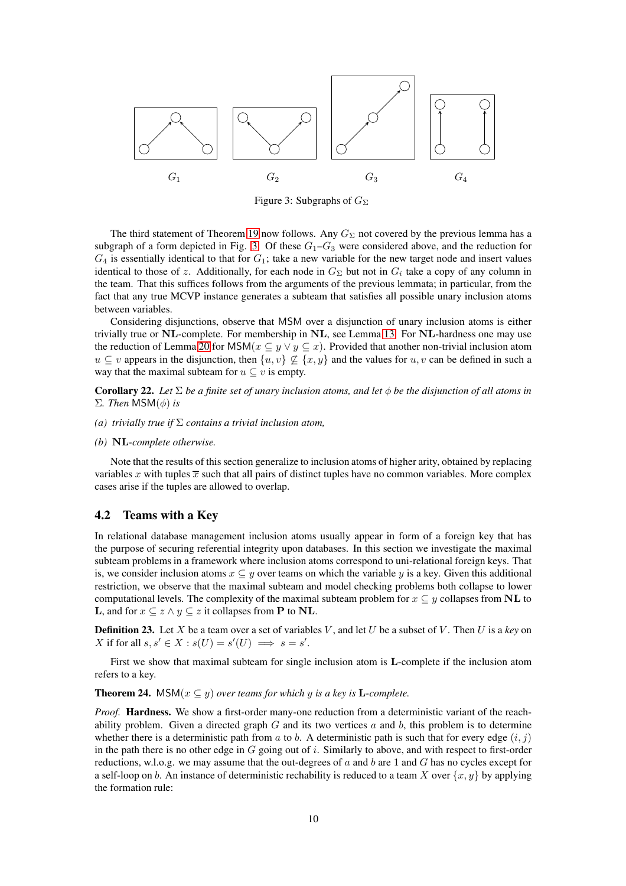$G_1$ $G_2$ $G_3$ $G_4$

Figure 3: Subgraphs of $G_\Sigma$

The third statement of Theorem 19 now follows. Any $G_\Sigma$ not covered by the previous lemma has a subgraph of a form depicted in Fig. 3. Of these $G_1$–$G_3$ were considered above, and the reduction for $G_4$ is essentially identical to that for $G_1$; take a new variable for the new target node and insert values identical to those of $z$. Additionally, for each node in $G_\Sigma$ but not in $G_i$ take a copy of any column in the team. That this suffices follows from the arguments of the previous lemmata; in particular, from the fact that any true MCVP instance generates a subteam that satisfies all possible unary inclusion atoms between variables.

Considering disjunctions, observe that MSM over a disjunction of unary inclusion atoms is either trivially true or **NL**-complete. For membership in **NL**, see Lemma 13. For **NL**-hardness one may use the reduction of Lemma 20 for $\mathsf{MSM}(x \subseteq y \vee y \subseteq x)$. Provided that another non-trivial inclusion atom $u \subseteq v$ appears in the disjunction, then $\{u, v\} \not\subseteq \{x, y\}$ and the values for $u, v$ can be defined in such a way that the maximal subteam for $u \subseteq v$ is empty.

**Corollary 22.** *Let $\Sigma$ be a finite set of unary inclusion atoms, and let $\phi$ be the disjunction of all atoms in $\Sigma$. Then $\mathsf{MSM}(\phi)$ is*

*(a) trivially true if $\Sigma$ contains a trivial inclusion atom,*

*(b) **NL**-complete otherwise.*

Note that the results of this section generalize to inclusion atoms of higher arity, obtained by replacing variables $x$ with tuples $\overline{x}$ such that all pairs of distinct tuples have no common variables. More complex cases arise if the tuples are allowed to overlap.

## 4.2 Teams with a Key

In relational database management inclusion atoms usually appear in form of a foreign key that has the purpose of securing referential integrity upon databases. In this section we investigate the maximal subteam problems in a framework where inclusion atoms correspond to uni-relational foreign keys. That is, we consider inclusion atoms $x \subseteq y$ over teams on which the variable $y$ is a key. Given this additional restriction, we observe that the maximal subteam and model checking problems both collapse to lower computational levels. The complexity of the maximal subteam problem for $x \subseteq y$ collapses from **NL** to **L**, and for $x \subseteq z \wedge y \subseteq z$ it collapses from **P** to **NL**.

**Definition 23.** Let $X$ be a team over a set of variables $V$, and let $U$ be a subset of $V$. Then $U$ is a *key* on $X$ if for all $s, s' \in X : s(U) = s'(U) \implies s = s'$.

First we show that maximal subteam for single inclusion atom is **L**-complete if the inclusion atom refers to a key.

**Theorem 24.** *$\mathsf{MSM}(x \subseteq y)$ over teams for which $y$ is a key is **L**-complete.*

*Proof.* **Hardness.** We show a first-order many-one reduction from a deterministic variant of the reachability problem. Given a directed graph $G$ and its two vertices $a$ and $b$, this problem is to determine whether there is a deterministic path from $a$ to $b$. A deterministic path is such that for every edge $(i, j)$ in the path there is no other edge in $G$ going out of $i$. Similarly to above, and with respect to first-order reductions, w.l.o.g. we may assume that the out-degrees of $a$ and $b$ are 1 and $G$ has no cycles except for a self-loop on $b$. An instance of deterministic rechability is reduced to a team $X$ over $\{x, y\}$ by applying the formation rule: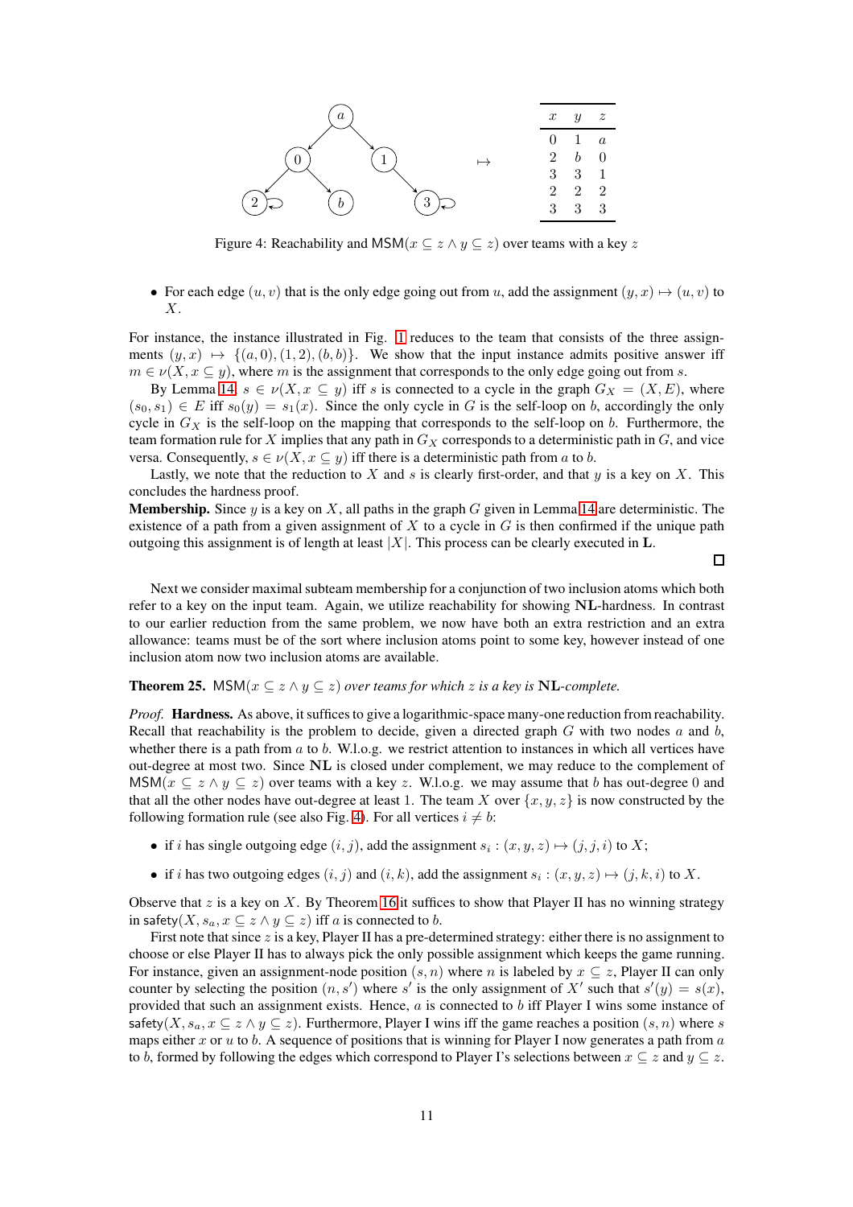| $x$ | $y$ | $z$ |
|---|---|---|
| 0 | 1 | $a$ |
| 2 | $b$ | 0 |
| 3 | 3 | 1 |
| 2 | 2 | 2 |
| 3 | 3 | 3 |

Figure 4: Reachability and $\mathsf{MSM}(x \subseteq z \wedge y \subseteq z)$ over teams with a key $z$

- For each edge $(u, v)$ that is the only edge going out from $u$, add the assignment $(y, x) \mapsto (u, v)$ to $X$.

For instance, the instance illustrated in Fig. 1 reduces to the team that consists of the three assignments $(y, x) \mapsto \{(a, 0), (1, 2), (b, b)\}$. We show that the input instance admits positive answer iff $m \in \nu(X, x \subseteq y)$, where $m$ is the assignment that corresponds to the only edge going out from $s$.

By Lemma 14, $s \in \nu(X, x \subseteq y)$ iff $s$ is connected to a cycle in the graph $G_X = (X, E)$, where $(s_0, s_1) \in E$ iff $s_0(y) = s_1(x)$. Since the only cycle in $G$ is the self-loop on $b$, accordingly the only cycle in $G_X$ is the self-loop on the mapping that corresponds to the self-loop on $b$. Furthermore, the team formation rule for $X$ implies that any path in $G_X$ corresponds to a deterministic path in $G$, and vice versa. Consequently, $s \in \nu(X, x \subseteq y)$ iff there is a deterministic path from $a$ to $b$.

Lastly, we note that the reduction to $X$ and $s$ is clearly first-order, and that $y$ is a key on $X$. This concludes the hardness proof.

**Membership.** Since $y$ is a key on $X$, all paths in the graph $G$ given in Lemma 14 are deterministic. The existence of a path from a given assignment of $X$ to a cycle in $G$ is then confirmed if the unique path outgoing this assignment is of length at least $|X|$. This process can be clearly executed in $\mathbf{L}$. □

Next we consider maximal subteam membership for a conjunction of two inclusion atoms which both refer to a key on the input team. Again, we utilize reachability for showing $\mathbf{NL}$-hardness. In contrast to our earlier reduction from the same problem, we now have both an extra restriction and an extra allowance: teams must be of the sort where inclusion atoms point to some key, however instead of one inclusion atom now two inclusion atoms are available.

**Theorem 25.** *$\mathsf{MSM}(x \subseteq z \wedge y \subseteq z)$ over teams for which $z$ is a key is $\mathbf{NL}$-complete.*

*Proof.* **Hardness.** As above, it suffices to give a logarithmic-space many-one reduction from reachability. Recall that reachability is the problem to decide, given a directed graph $G$ with two nodes $a$ and $b$, whether there is a path from $a$ to $b$. W.l.o.g. we restrict attention to instances in which all vertices have out-degree at most two. Since $\mathbf{NL}$ is closed under complement, we may reduce to the complement of $\mathsf{MSM}(x \subseteq z \wedge y \subseteq z)$ over teams with a key $z$. W.l.o.g. we may assume that $b$ has out-degree 0 and that all the other nodes have out-degree at least 1. The team $X$ over $\{x, y, z\}$ is now constructed by the following formation rule (see also Fig. 4). For all vertices $i \neq b$:

- if $i$ has single outgoing edge $(i, j)$, add the assignment $s_i : (x, y, z) \mapsto (j, j, i)$ to $X$;
- if $i$ has two outgoing edges $(i, j)$ and $(i, k)$, add the assignment $s_i : (x, y, z) \mapsto (j, k, i)$ to $X$.

Observe that $z$ is a key on $X$. By Theorem 16 it suffices to show that Player II has no winning strategy in $\mathsf{safety}(X, s_a, x \subseteq z \wedge y \subseteq z)$ iff $a$ is connected to $b$.

First note that since $z$ is a key, Player II has a pre-determined strategy: either there is no assignment to choose or else Player II has to always pick the only possible assignment which keeps the game running. For instance, given an assignment-node position $(s, n)$ where $n$ is labeled by $x \subseteq z$, Player II can only counter by selecting the position $(n, s')$ where $s'$ is the only assignment of $X'$ such that $s'(y) = s(x)$, provided that such an assignment exists. Hence, $a$ is connected to $b$ iff Player I wins some instance of $\mathsf{safety}(X, s_a, x \subseteq z \wedge y \subseteq z)$. Furthermore, Player I wins iff the game reaches a position $(s, n)$ where $s$ maps either $x$ or $u$ to $b$. A sequence of positions that is winning for Player I now generates a path from $a$ to $b$, formed by following the edges which correspond to Player I's selections between $x \subseteq z$ and $y \subseteq z$.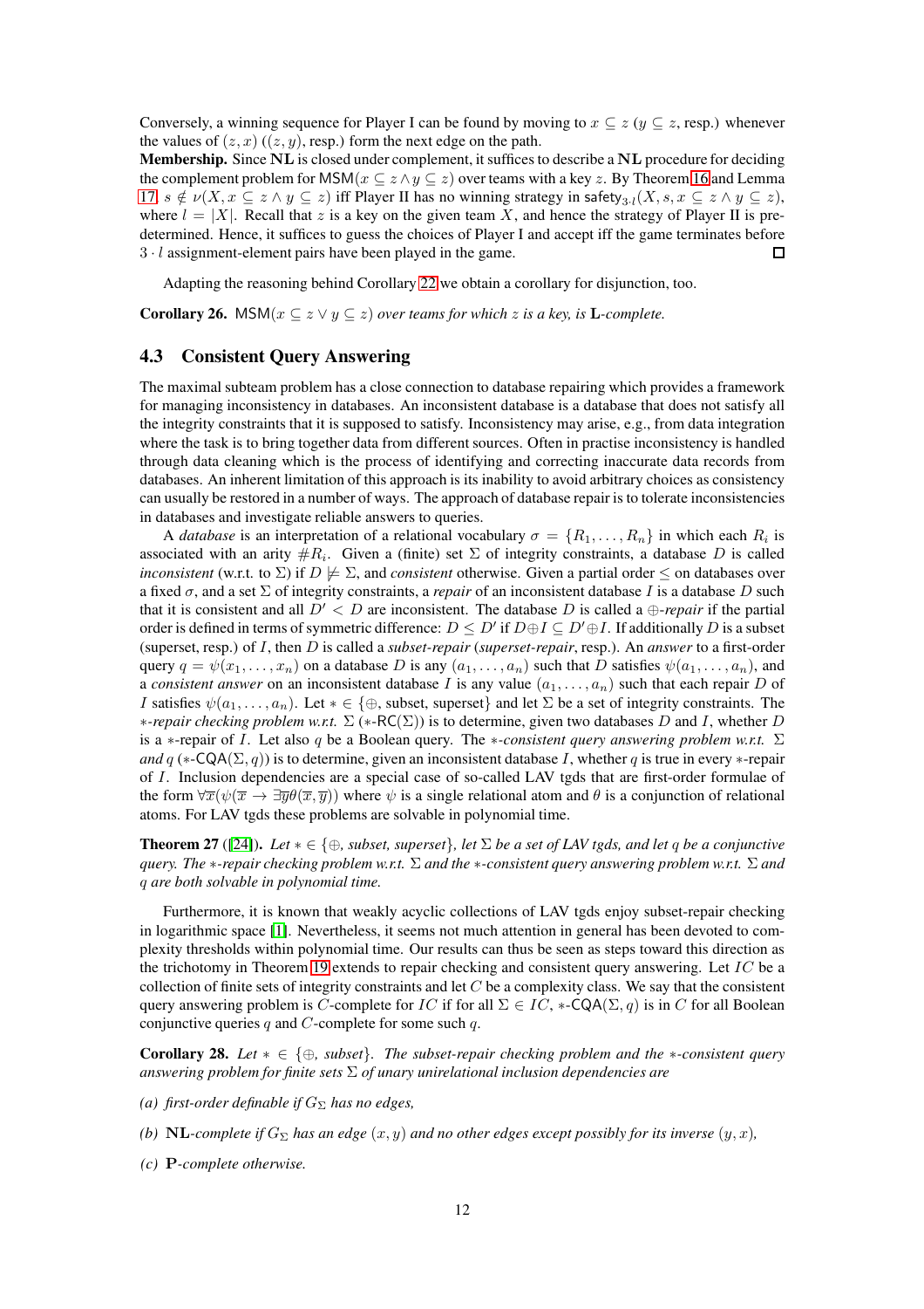Conversely, a winning sequence for Player I can be found by moving to $x \subseteq z$ ($y \subseteq z$, resp.) whenever the values of $(z, x)$ ($(z, y)$, resp.) form the next edge on the path.

**Membership.** Since $\mathbf{NL}$ is closed under complement, it suffices to describe a $\mathbf{NL}$ procedure for deciding the complement problem for $\mathsf{MSM}(x \subseteq z \wedge y \subseteq z)$ over teams with a key $z$. By Theorem 16 and Lemma 17, $s \notin \nu(X, x \subseteq z \wedge y \subseteq z)$ iff Player II has no winning strategy in $\mathsf{safety}_{3 \cdot l}(X, s, x \subseteq z \wedge y \subseteq z)$, where $l = |X|$. Recall that $z$ is a key on the given team $X$, and hence the strategy of Player II is predetermined. Hence, it suffices to guess the choices of Player I and accept iff the game terminates before $3 \cdot l$ assignment-element pairs have been played in the game. ☐

Adapting the reasoning behind Corollary 22 we obtain a corollary for disjunction, too.

**Corollary 26.** *$\mathsf{MSM}(x \subseteq z \vee y \subseteq z)$ over teams for which $z$ is a key, is $\mathbf{L}$-complete.*

### 4.3 Consistent Query Answering

The maximal subteam problem has a close connection to database repairing which provides a framework for managing inconsistency in databases. An inconsistent database is a database that does not satisfy all the integrity constraints that it is supposed to satisfy. Inconsistency may arise, e.g., from data integration where the task is to bring together data from different sources. Often in practise inconsistency is handled through data cleaning which is the process of identifying and correcting inaccurate data records from databases. An inherent limitation of this approach is its inability to avoid arbitrary choices as consistency can usually be restored in a number of ways. The approach of database repair is to tolerate inconsistencies in databases and investigate reliable answers to queries.

A *database* is an interpretation of a relational vocabulary $\sigma = \{R_1, \ldots, R_n\}$ in which each $R_i$ is associated with an arity $\#R_i$. Given a (finite) set $\Sigma$ of integrity constraints, a database $D$ is called *inconsistent* (w.r.t. to $\Sigma$) if $D \not\models \Sigma$, and *consistent* otherwise. Given a partial order $\leq$ on databases over a fixed $\sigma$, and a set $\Sigma$ of integrity constraints, a *repair* of an inconsistent database $I$ is a database $D$ such that it is consistent and all $D' < D$ are inconsistent. The database $D$ is called a $\oplus$-*repair* if the partial order is defined in terms of symmetric difference: $D \leq D'$ if $D \oplus I \subseteq D' \oplus I$. If additionally $D$ is a subset (superset, resp.) of $I$, then $D$ is called a *subset-repair* (*superset-repair*, resp.). An *answer* to a first-order query $q = \psi(x_1, \ldots, x_n)$ on a database $D$ is any $(a_1, \ldots, a_n)$ such that $D$ satisfies $\psi(a_1, \ldots, a_n)$, and a *consistent answer* on an inconsistent database $I$ is any value $(a_1, \ldots, a_n)$ such that each repair $D$ of $I$ satisfies $\psi(a_1, \ldots, a_n)$. Let $* \in \{\oplus, \text{subset}, \text{superset}\}$ and let $\Sigma$ be a set of integrity constraints. The $*$-*repair checking problem w.r.t.* $\Sigma$ ($*$-$\mathsf{RC}(\Sigma)$) is to determine, given two databases $D$ and $I$, whether $D$ is a $*$-repair of $I$. Let also $q$ be a Boolean query. The $*$-*consistent query answering problem w.r.t.* $\Sigma$ *and* $q$ ($*$-$\mathsf{CQA}(\Sigma, q)$) is to determine, given an inconsistent database $I$, whether $q$ is true in every $*$-repair of $I$. Inclusion dependencies are a special case of so-called LAV tgds that are first-order formulae of the form $\forall \overline{x}(\psi(\overline{x} \rightarrow \exists \overline{y} \theta(\overline{x}, \overline{y}))$ where $\psi$ is a single relational atom and $\theta$ is a conjunction of relational atoms. For LAV tgds these problems are solvable in polynomial time.

**Theorem 27** ([24]). *Let $* \in \{\oplus$, subset, superset$\}$, let $\Sigma$ be a set of LAV tgds, and let $q$ be a conjunctive query. The $*$-repair checking problem w.r.t. $\Sigma$ and the $*$-consistent query answering problem w.r.t. $\Sigma$ and $q$ are both solvable in polynomial time.*

Furthermore, it is known that weakly acyclic collections of LAV tgds enjoy subset-repair checking in logarithmic space [1]. Nevertheless, it seems not much attention in general has been devoted to complexity thresholds within polynomial time. Our results can thus be seen as steps toward this direction as the trichotomy in Theorem 19 extends to repair checking and consistent query answering. Let $IC$ be a collection of finite sets of integrity constraints and let $C$ be a complexity class. We say that the consistent query answering problem is $C$-complete for $IC$ if for all $\Sigma \in IC$, $*$-$\mathsf{CQA}(\Sigma, q)$ is in $C$ for all Boolean conjunctive queries $q$ and $C$-complete for some such $q$.

**Corollary 28.** *Let $* \in \{\oplus$, subset$\}$. The subset-repair checking problem and the $*$-consistent query answering problem for finite sets $\Sigma$ of unary unirelational inclusion dependencies are*

*(a) first-order definable if $G_\Sigma$ has no edges,*

*(b) $\mathbf{NL}$-complete if $G_\Sigma$ has an edge $(x, y)$ and no other edges except possibly for its inverse $(y, x)$,*

*(c) $\mathbf{P}$-complete otherwise.*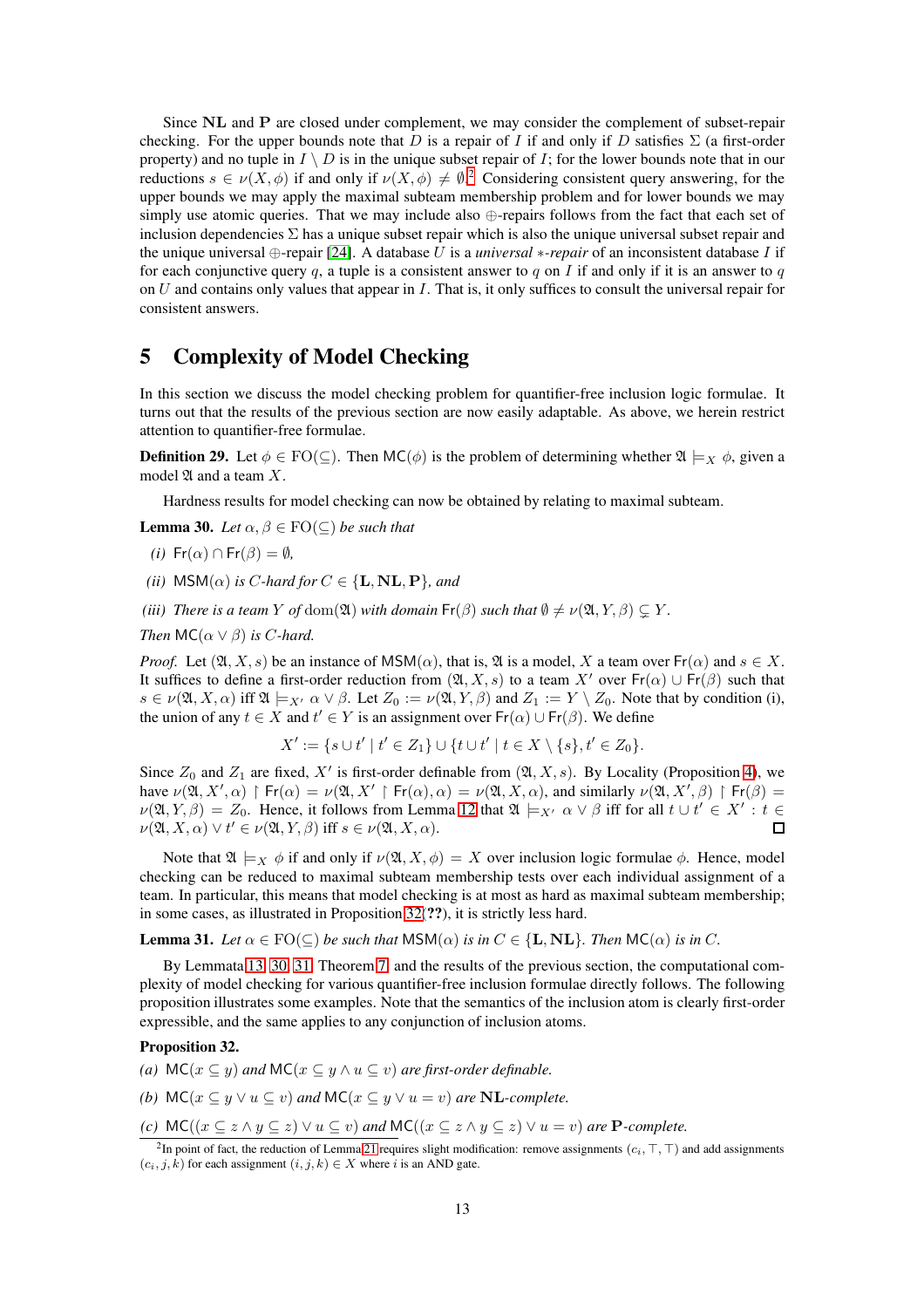Since $\mathbf{NL}$ and $\mathbf{P}$ are closed under complement, we may consider the complement of subset-repair checking. For the upper bounds note that $D$ is a repair of $I$ if and only if $D$ satisfies $\Sigma$ (a first-order property) and no tuple in $I \setminus D$ is in the unique subset repair of $I$; for the lower bounds note that in our reductions $s \in \nu(X, \phi)$ if and only if $\nu(X, \phi) \neq \emptyset$.[2] Considering consistent query answering, for the upper bounds we may apply the maximal subteam membership problem and for lower bounds we may simply use atomic queries. That we may include also $\oplus$-repairs follows from the fact that each set of inclusion dependencies $\Sigma$ has a unique subset repair which is also the unique universal subset repair and the unique universal $\oplus$-repair [24]. A database $U$ is a *universal $*$-repair* of an inconsistent database $I$ if for each conjunctive query $q$, a tuple is a consistent answer to $q$ on $I$ if and only if it is an answer to $q$ on $U$ and contains only values that appear in $I$. That is, it only suffices to consult the universal repair for consistent answers.

## 5 Complexity of Model Checking

In this section we discuss the model checking problem for quantifier-free inclusion logic formulae. It turns out that the results of the previous section are now easily adaptable. As above, we herein restrict attention to quantifier-free formulae.

**Definition 29.** Let $\phi \in \mathrm{FO}(\subseteq)$. Then $\mathsf{MC}(\phi)$ is the problem of determining whether $\mathfrak{A} \models_X \phi$, given a model $\mathfrak{A}$ and a team $X$.

Hardness results for model checking can now be obtained by relating to maximal subteam.

**Lemma 30.** *Let $\alpha, \beta \in \mathrm{FO}(\subseteq)$ be such that*

*(i) $\mathsf{Fr}(\alpha) \cap \mathsf{Fr}(\beta) = \emptyset$,*

*(ii) $\mathsf{MSM}(\alpha)$ is $C$-hard for $C \in \{\mathbf{L}, \mathbf{NL}, \mathbf{P}\}$, and*

*(iii) There is a team $Y$ of $\mathrm{dom}(\mathfrak{A})$ with domain $\mathsf{Fr}(\beta)$ such that $\emptyset \neq \nu(\mathfrak{A}, Y, \beta) \subsetneq Y$.*

*Then $\mathsf{MC}(\alpha \vee \beta)$ is $C$-hard.*

*Proof.* Let $(\mathfrak{A}, X, s)$ be an instance of $\mathsf{MSM}(\alpha)$, that is, $\mathfrak{A}$ is a model, $X$ a team over $\mathsf{Fr}(\alpha)$ and $s \in X$. It suffices to define a first-order reduction from $(\mathfrak{A}, X, s)$ to a team $X'$ over $\mathsf{Fr}(\alpha) \cup \mathsf{Fr}(\beta)$ such that $s \in \nu(\mathfrak{A}, X, \alpha)$ iff $\mathfrak{A} \models_{X'} \alpha \vee \beta$. Let $Z_0 := \nu(\mathfrak{A}, Y, \beta)$ and $Z_1 := Y \setminus Z_0$. Note that by condition (i), the union of any $t \in X$ and $t' \in Y$ is an assignment over $\mathsf{Fr}(\alpha) \cup \mathsf{Fr}(\beta)$. We define

$$X' := \{s \cup t' \mid t' \in Z_1\} \cup \{t \cup t' \mid t \in X \setminus \{s\}, t' \in Z_0\}.$$

Since $Z_0$ and $Z_1$ are fixed, $X'$ is first-order definable from $(\mathfrak{A}, X, s)$. By Locality (Proposition 4), we have $\nu(\mathfrak{A}, X', \alpha) \upharpoonright \mathsf{Fr}(\alpha) = \nu(\mathfrak{A}, X' \upharpoonright \mathsf{Fr}(\alpha), \alpha) = \nu(\mathfrak{A}, X, \alpha)$, and similarly $\nu(\mathfrak{A}, X', \beta) \upharpoonright \mathsf{Fr}(\beta) = \nu(\mathfrak{A}, Y, \beta) = Z_0$. Hence, it follows from Lemma 12 that $\mathfrak{A} \models_{X'} \alpha \vee \beta$ iff for all $t \cup t' \in X' : t \in \nu(\mathfrak{A}, X, \alpha) \vee t' \in \nu(\mathfrak{A}, Y, \beta)$ iff $s \in \nu(\mathfrak{A}, X, \alpha)$. ◻

Note that $\mathfrak{A} \models_X \phi$ if and only if $\nu(\mathfrak{A}, X, \phi) = X$ over inclusion logic formulae $\phi$. Hence, model checking can be reduced to maximal subteam membership tests over each individual assignment of a team. In particular, this means that model checking is at most as hard as maximal subteam membership; in some cases, as illustrated in Proposition 32(**??**), it is strictly less hard.

**Lemma 31.** *Let $\alpha \in \mathrm{FO}(\subseteq)$ be such that $\mathsf{MSM}(\alpha)$ is in $C \in \{\mathbf{L}, \mathbf{NL}\}$. Then $\mathsf{MC}(\alpha)$ is in $C$.*

By Lemmata 13, 30, 31, Theorem 7, and the results of the previous section, the computational complexity of model checking for various quantifier-free inclusion formulae directly follows. The following proposition illustrates some examples. Note that the semantics of the inclusion atom is clearly first-order expressible, and the same applies to any conjunction of inclusion atoms.

**Proposition 32.**

*(a) $\mathsf{MC}(x \subseteq y)$ and $\mathsf{MC}(x \subseteq y \wedge u \subseteq v)$ are first-order definable.*

*(b) $\mathsf{MC}(x \subseteq y \vee u \subseteq v)$ and $\mathsf{MC}(x \subseteq y \vee u = v)$ are $\mathbf{NL}$-complete.*

*(c) $\mathsf{MC}((x \subseteq z \wedge y \subseteq z) \vee u \subseteq v)$ and $\mathsf{MC}((x \subseteq z \wedge y \subseteq z) \vee u = v)$ are $\mathbf{P}$-complete.*

[2] In point of fact, the reduction of Lemma 21 requires slight modification: remove assignments $(c_i, \top, \top)$ and add assignments $(c_i, j, k)$ for each assignment $(i, j, k) \in X$ where $i$ is an AND gate.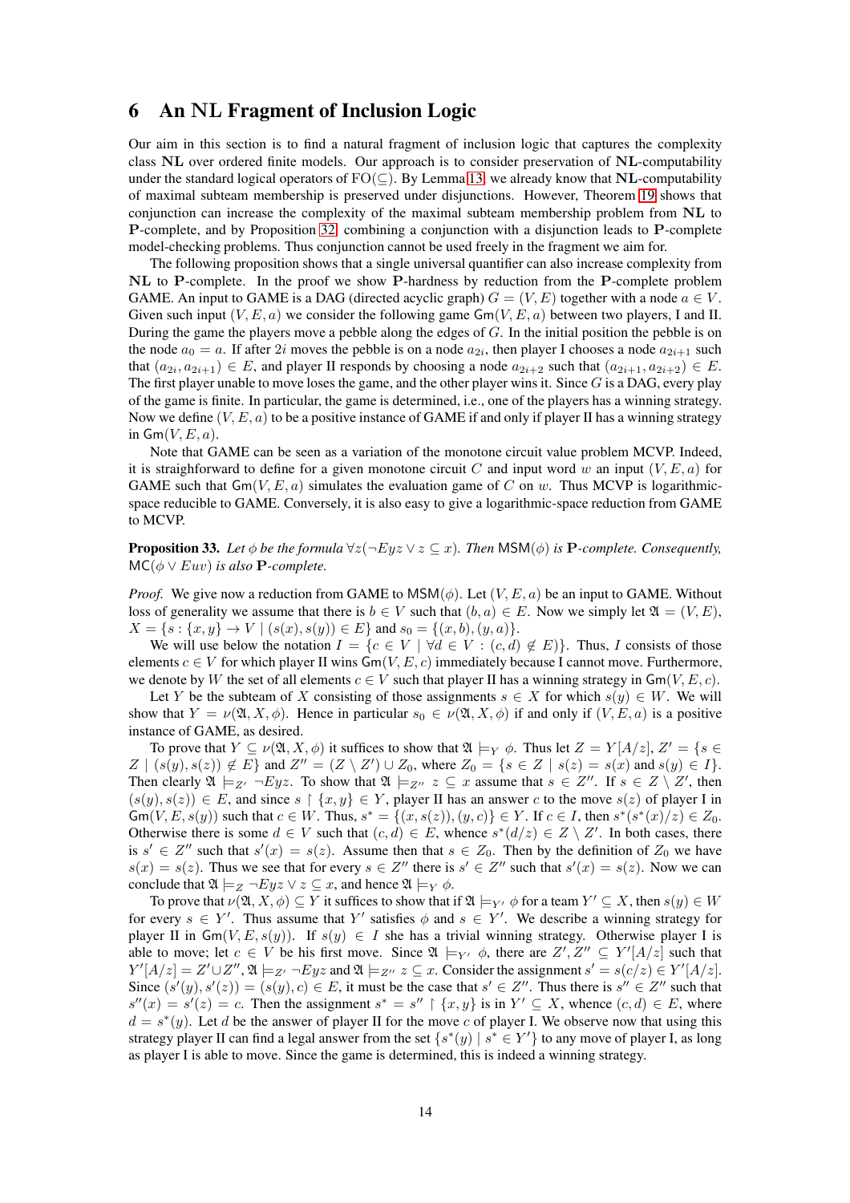## 6 An NL Fragment of Inclusion Logic

Our aim in this section is to find a natural fragment of inclusion logic that captures the complexity class **NL** over ordered finite models. Our approach is to consider preservation of **NL**-computability under the standard logical operators of $\mathrm{FO}(\subseteq)$. By Lemma 13, we already know that **NL**-computability of maximal subteam membership is preserved under disjunctions. However, Theorem 19 shows that conjunction can increase the complexity of the maximal subteam membership problem from **NL** to **P**-complete, and by Proposition 32, combining a conjunction with a disjunction leads to **P**-complete model-checking problems. Thus conjunction cannot be used freely in the fragment we aim for.

The following proposition shows that a single universal quantifier can also increase complexity from **NL** to **P**-complete. In the proof we show **P**-hardness by reduction from the **P**-complete problem GAME. An input to GAME is a DAG (directed acyclic graph) $G = (V, E)$ together with a node $a \in V$. Given such input $(V, E, a)$ we consider the following game $\mathsf{Gm}(V, E, a)$ between two players, I and II. During the game the players move a pebble along the edges of $G$. In the initial position the pebble is on the node $a_0 = a$. If after $2i$ moves the pebble is on a node $a_{2i}$, then player I chooses a node $a_{2i+1}$ such that $(a_{2i}, a_{2i+1}) \in E$, and player II responds by choosing a node $a_{2i+2}$ such that $(a_{2i+1}, a_{2i+2}) \in E$. The first player unable to move loses the game, and the other player wins it. Since $G$ is a DAG, every play of the game is finite. In particular, the game is determined, i.e., one of the players has a winning strategy. Now we define $(V, E, a)$ to be a positive instance of GAME if and only if player II has a winning strategy in $\mathsf{Gm}(V, E, a)$.

Note that GAME can be seen as a variation of the monotone circuit value problem MCVP. Indeed, it is straightforward to define for a given monotone circuit $C$ and input word $w$ an input $(V, E, a)$ for GAME such that $\mathsf{Gm}(V, E, a)$ simulates the evaluation game of $C$ on $w$. Thus MCVP is logarithmic-space reducible to GAME. Conversely, it is also easy to give a logarithmic-space reduction from GAME to MCVP.

**Proposition 33.** *Let $\phi$ be the formula $\forall z(\neg Eyz \vee z \subseteq x)$. Then $\mathsf{MSM}(\phi)$ is **P**-complete. Consequently, $\mathsf{MC}(\phi \vee Euv)$ is also **P**-complete.*

*Proof.* We give now a reduction from GAME to $\mathsf{MSM}(\phi)$. Let $(V, E, a)$ be an input to GAME. Without loss of generality we assume that there is $b \in V$ such that $(b, a) \in E$. Now we simply let $\mathfrak{A} = (V, E)$, $X = \{s : \{x, y\} \to V \mid (s(x), s(y)) \in E\}$ and $s_0 = \{(x, b), (y, a)\}$.

We will use below the notation $I = \{c \in V \mid \forall d \in V : (c, d) \notin E)\}$. Thus, $I$ consists of those elements $c \in V$ for which player II wins $\mathsf{Gm}(V, E, c)$ immediately because I cannot move. Furthermore, we denote by $W$ the set of all elements $c \in V$ such that player II has a winning strategy in $\mathsf{Gm}(V, E, c)$.

Let $Y$ be the subteam of $X$ consisting of those assignments $s \in X$ for which $s(y) \in W$. We will show that $Y = \nu(\mathfrak{A}, X, \phi)$. Hence in particular $s_0 \in \nu(\mathfrak{A}, X, \phi)$ if and only if $(V, E, a)$ is a positive instance of GAME, as desired.

To prove that $Y \subseteq \nu(\mathfrak{A}, X, \phi)$ it suffices to show that $\mathfrak{A} \models_Y \phi$. Thus let $Z = Y[A/z]$, $Z' = \{s \in Z \mid (s(y), s(z)) \notin E\}$ and $Z'' = (Z \setminus Z') \cup Z_0$, where $Z_0 = \{s \in Z \mid s(z) = s(x) \text{ and } s(y) \in I\}$. Then clearly $\mathfrak{A} \models_{Z'} \neg Eyz$. To show that $\mathfrak{A} \models_{Z''} z \subseteq x$ assume that $s \in Z''$. If $s \in Z \setminus Z'$, then $(s(y), s(z)) \in E$, and since $s \upharpoonright \{x, y\} \in Y$, player II has an answer $c$ to the move $s(z)$ of player I in $\mathsf{Gm}(V, E, s(y))$ such that $c \in W$. Thus, $s^* = \{(x, s(z)), (y, c)\} \in Y$. If $c \in I$, then $s^*(s^*(x)/z) \in Z_0$. Otherwise there is some $d \in V$ such that $(c, d) \in E$, whence $s^*(d/z) \in Z \setminus Z'$. In both cases, there is $s' \in Z''$ such that $s'(x) = s(z)$. Assume then that $s \in Z_0$. Then by the definition of $Z_0$ we have $s(x) = s(z)$. Thus we see that for every $s \in Z''$ there is $s' \in Z''$ such that $s'(x) = s(z)$. Now we can conclude that $\mathfrak{A} \models_Z \neg Eyz \vee z \subseteq x$, and hence $\mathfrak{A} \models_Y \phi$.

To prove that $\nu(\mathfrak{A}, X, \phi) \subseteq Y$ it suffices to show that if $\mathfrak{A} \models_{Y'} \phi$ for a team $Y' \subseteq X$, then $s(y) \in W$ for every $s \in Y'$. Thus assume that $Y'$ satisfies $\phi$ and $s \in Y'$. We describe a winning strategy for player II in $\mathsf{Gm}(V, E, s(y))$. If $s(y) \in I$ she has a trivial winning strategy. Otherwise player I is able to move; let $c \in V$ be his first move. Since $\mathfrak{A} \models_{Y'} \phi$, there are $Z', Z'' \subseteq Y'[A/z]$ such that $Y'[A/z] = Z' \cup Z''$, $\mathfrak{A} \models_{Z'} \neg Eyz$ and $\mathfrak{A} \models_{Z''} z \subseteq x$. Consider the assignment $s' = s(c/z) \in Y'[A/z]$. Since $(s'(y), s'(z)) = (s(y), c) \in E$, it must be the case that $s' \in Z''$. Thus there is $s'' \in Z''$ such that $s''(x) = s'(z) = c$. Then the assignment $s^* = s'' \upharpoonright \{x, y\}$ is in $Y' \subseteq X$, whence $(c, d) \in E$, where $d = s^*(y)$. Let $d$ be the answer of player II for the move $c$ of player I. We observe now that using this strategy player II can find a legal answer from the set $\{s^*(y) \mid s^* \in Y'\}$ to any move of player I, as long as player I is able to move. Since the game is determined, this is indeed a winning strategy.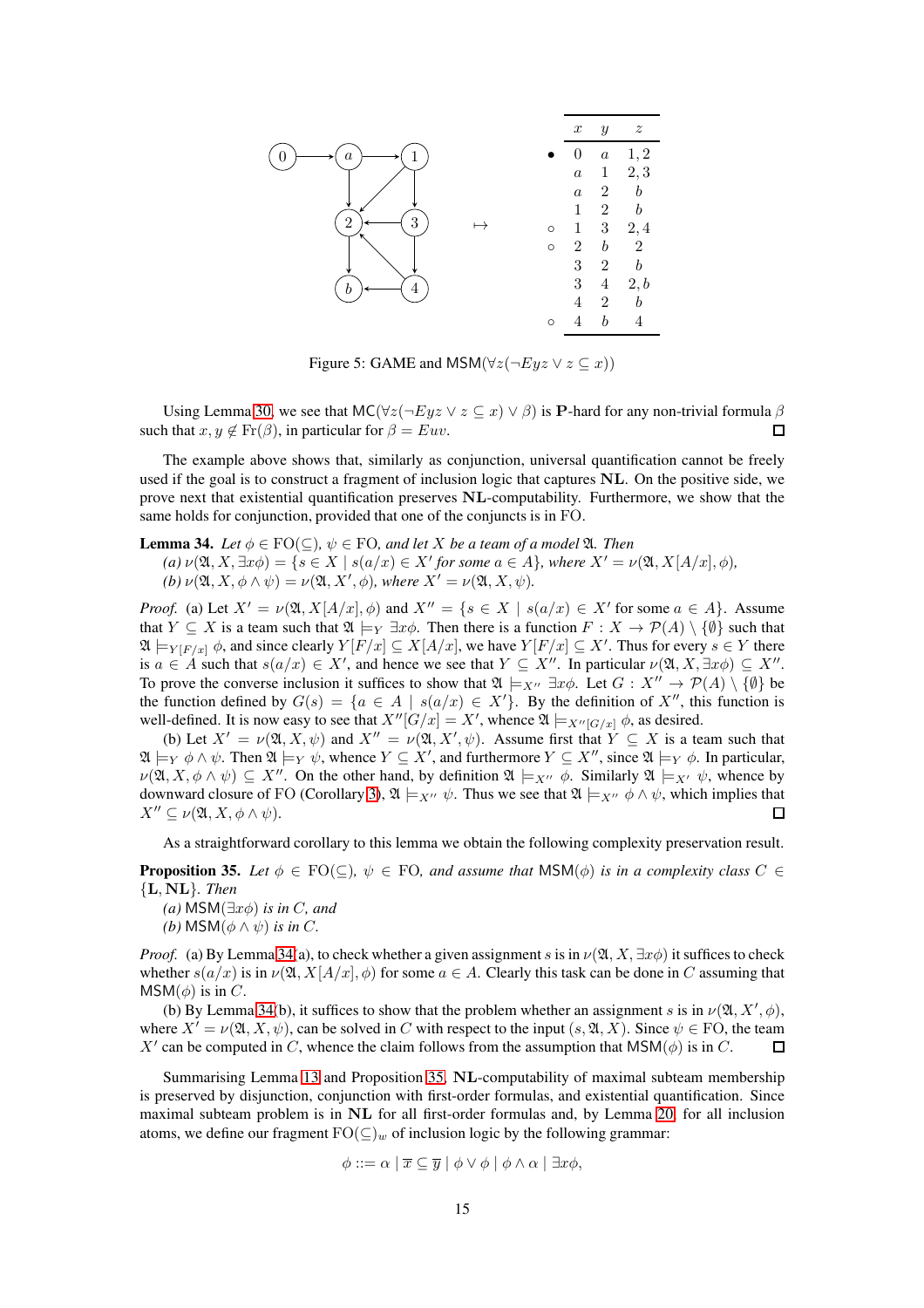| | $x$ | $y$ | $z$ |
|---|---|---|---|
| • | 0 | $a$ | 1, 2 |
| | $a$ | 1 | 2, 3 |
| | $a$ | 2 | $b$ |
| | 1 | 2 | $b$ |
| ◦ | 1 | 3 | 2, 4 |
| ◦ | 2 | $b$ | 2 |
| | 3 | 2 | $b$ |
| | 3 | 4 | 2, $b$ |
| | 4 | 2 | $b$ |
| ◦ | 4 | $b$ | 4 |

Figure 5: GAME and $\mathsf{MSM}(\forall z(\neg Eyz \vee z \subseteq x))$

Using Lemma 30, we see that $\mathsf{MC}(\forall z(\neg Eyz \vee z \subseteq x) \vee \beta)$ is $\mathbf{P}$-hard for any non-trivial formula $\beta$ such that $x, y \notin \mathrm{Fr}(\beta)$, in particular for $\beta = Euv$. □

The example above shows that, similarly as conjunction, universal quantification cannot be freely used if the goal is to construct a fragment of inclusion logic that captures $\mathbf{NL}$. On the positive side, we prove next that existential quantification preserves $\mathbf{NL}$-computability. Furthermore, we show that the same holds for conjunction, provided that one of the conjuncts is in FO.

**Lemma 34.** *Let $\phi \in \mathrm{FO}(\subseteq)$, $\psi \in \mathrm{FO}$, and let $X$ be a team of a model $\mathfrak{A}$. Then*
*(a) $\nu(\mathfrak{A}, X, \exists x\phi) = \{s \in X \mid s(a/x) \in X' \text{ for some } a \in A\}$, where $X' = \nu(\mathfrak{A}, X[A/x], \phi)$,*
*(b) $\nu(\mathfrak{A}, X, \phi \wedge \psi) = \nu(\mathfrak{A}, X', \phi)$, where $X' = \nu(\mathfrak{A}, X, \psi)$.*

*Proof.* (a) Let $X' = \nu(\mathfrak{A}, X[A/x], \phi)$ and $X'' = \{s \in X \mid s(a/x) \in X' \text{ for some } a \in A\}$. Assume that $Y \subseteq X$ is a team such that $\mathfrak{A} \models_Y \exists x\phi$. Then there is a function $F : X \to \mathcal{P}(A) \setminus \{\emptyset\}$ such that $\mathfrak{A} \models_{Y[F/x]} \phi$, and since clearly $Y[F/x] \subseteq X[A/x]$, we have $Y[F/x] \subseteq X'$. Thus for every $s \in Y$ there is $a \in A$ such that $s(a/x) \in X'$, and hence we see that $Y \subseteq X''$. In particular $\nu(\mathfrak{A}, X, \exists x\phi) \subseteq X''$. To prove the converse inclusion it suffices to show that $\mathfrak{A} \models_{X''} \exists x\phi$. Let $G : X'' \to \mathcal{P}(A) \setminus \{\emptyset\}$ be the function defined by $G(s) = \{a \in A \mid s(a/x) \in X'\}$. By the definition of $X''$, this function is well-defined. It is now easy to see that $X''[G/x] = X'$, whence $\mathfrak{A} \models_{X''[G/x]} \phi$, as desired.

(b) Let $X' = \nu(\mathfrak{A}, X, \psi)$ and $X'' = \nu(\mathfrak{A}, X', \phi)$. Assume first that $Y \subseteq X$ is a team such that $\mathfrak{A} \models_Y \phi \wedge \psi$. Then $\mathfrak{A} \models_Y \psi$, whence $Y \subseteq X'$, and furthermore $Y \subseteq X''$, since $\mathfrak{A} \models_Y \phi$. In particular, $\nu(\mathfrak{A}, X, \phi \wedge \psi) \subseteq X''$. On the other hand, by definition $\mathfrak{A} \models_{X''} \phi$. Similarly $\mathfrak{A} \models_{X'} \psi$, whence by downward closure of FO (Corollary 3), $\mathfrak{A} \models_{X''} \psi$. Thus we see that $\mathfrak{A} \models_{X''} \phi \wedge \psi$, which implies that $X'' \subseteq \nu(\mathfrak{A}, X, \phi \wedge \psi)$. □

As a straightforward corollary to this lemma we obtain the following complexity preservation result.

**Proposition 35.** *Let $\phi \in \mathrm{FO}(\subseteq)$, $\psi \in \mathrm{FO}$, and assume that $\mathsf{MSM}(\phi)$ is in a complexity class $C \in \{\mathbf{L}, \mathbf{NL}\}$. Then*
*(a) $\mathsf{MSM}(\exists x\phi)$ is in $C$, and*
*(b) $\mathsf{MSM}(\phi \wedge \psi)$ is in $C$.*

*Proof.* (a) By Lemma 34(a), to check whether a given assignment $s$ is in $\nu(\mathfrak{A}, X, \exists x\phi)$ it suffices to check whether $s(a/x)$ is in $\nu(\mathfrak{A}, X[A/x], \phi)$ for some $a \in A$. Clearly this task can be done in $C$ assuming that $\mathsf{MSM}(\phi)$ is in $C$.

(b) By Lemma 34(b), it suffices to show that the problem whether an assignment $s$ is in $\nu(\mathfrak{A}, X', \phi)$, where $X' = \nu(\mathfrak{A}, X, \psi)$, can be solved in $C$ with respect to the input $(s, \mathfrak{A}, X)$. Since $\psi \in \mathrm{FO}$, the team $X'$ can be computed in $C$, whence the claim follows from the assumption that $\mathsf{MSM}(\phi)$ is in $C$. □

Summarising Lemma 13 and Proposition 35, $\mathbf{NL}$-computability of maximal subteam membership is preserved by disjunction, conjunction with first-order formulas, and existential quantification. Since maximal subteam problem is in $\mathbf{NL}$ for all first-order formulas and, by Lemma 20, for all inclusion atoms, we define our fragment $\mathrm{FO}(\subseteq)_w$ of inclusion logic by the following grammar:

$$\phi ::= \alpha \mid \overline{x} \subseteq \overline{y} \mid \phi \vee \phi \mid \phi \wedge \alpha \mid \exists x\phi,$$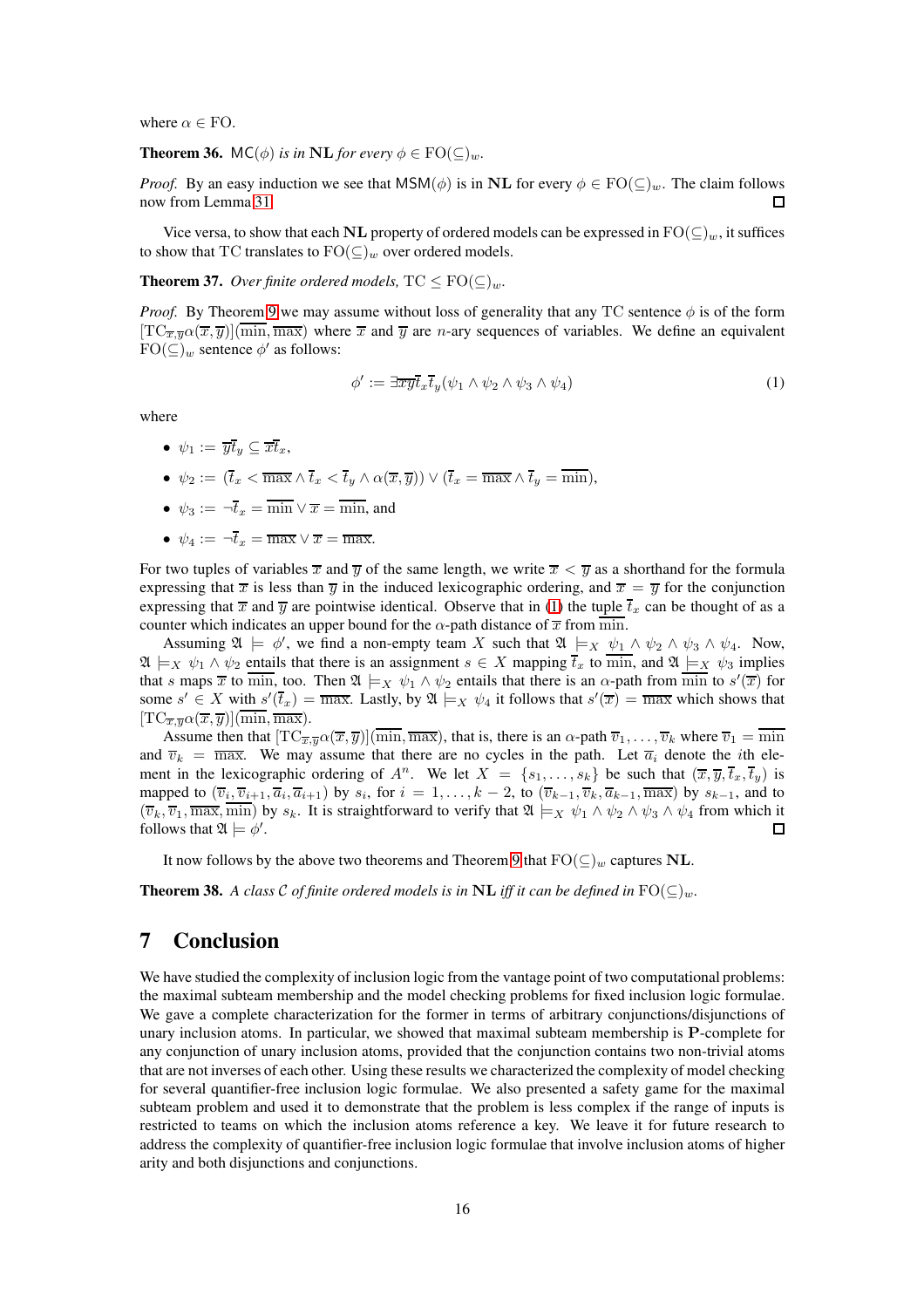where $\alpha \in \mathrm{FO}$.

**Theorem 36.** *$\mathsf{MC}(\phi)$ is in $\mathbf{NL}$ for every $\phi \in \mathrm{FO}(\subseteq)_w$.*

*Proof.* By an easy induction we see that $\mathsf{MSM}(\phi)$ is in $\mathbf{NL}$ for every $\phi \in \mathrm{FO}(\subseteq)_w$. The claim follows now from Lemma 31. $\square$

Vice versa, to show that each $\mathbf{NL}$ property of ordered models can be expressed in $\mathrm{FO}(\subseteq)_w$, it suffices to show that $\mathrm{TC}$ translates to $\mathrm{FO}(\subseteq)_w$ over ordered models.

**Theorem 37.** *Over finite ordered models, $\mathrm{TC} \leq \mathrm{FO}(\subseteq)_w$.*

*Proof.* By Theorem 9 we may assume without loss of generality that any TC sentence $\phi$ is of the form $[\mathrm{TC}_{\overline{x},\overline{y}}\alpha(\overline{x},\overline{y})](\overline{\min},\overline{\max})$ where $\overline{x}$ and $\overline{y}$ are $n$-ary sequences of variables. We define an equivalent $\mathrm{FO}(\subseteq)_w$ sentence $\phi'$ as follows:

$$\phi' := \exists \overline{x}\overline{y}\overline{t}_x\overline{t}_y(\psi_1 \wedge \psi_2 \wedge \psi_3 \wedge \psi_4) \tag{1}$$

where

- $\psi_1 := \overline{y}\overline{t}_y \subseteq \overline{x}\overline{t}_x$,
- $\psi_2 := (\overline{t}_x < \overline{\max} \wedge \overline{t}_x < \overline{t}_y \wedge \alpha(\overline{x},\overline{y})) \vee (\overline{t}_x = \overline{\max} \wedge \overline{t}_y = \overline{\min})$,
- $\psi_3 := \neg\overline{t}_x = \overline{\min} \vee \overline{x} = \overline{\min}$, and
- $\psi_4 := \neg\overline{t}_x = \overline{\max} \vee \overline{x} = \overline{\max}$.

For two tuples of variables $\overline{x}$ and $\overline{y}$ of the same length, we write $\overline{x} < \overline{y}$ as a shorthand for the formula expressing that $\overline{x}$ is less than $\overline{y}$ in the induced lexicographic ordering, and $\overline{x} = \overline{y}$ for the conjunction expressing that $\overline{x}$ and $\overline{y}$ are pointwise identical. Observe that in (1) the tuple $\overline{t}_x$ can be thought of as a counter which indicates an upper bound for the $\alpha$-path distance of $\overline{x}$ from $\overline{\min}$.

Assuming $\mathfrak{A} \models \phi'$, we find a non-empty team $X$ such that $\mathfrak{A} \models_X \psi_1 \wedge \psi_2 \wedge \psi_3 \wedge \psi_4$. Now, $\mathfrak{A} \models_X \psi_1 \wedge \psi_2$ entails that there is an assignment $s \in X$ mapping $\overline{t}_x$ to $\overline{\min}$, and $\mathfrak{A} \models_X \psi_3$ implies that $s$ maps $\overline{x}$ to $\overline{\min}$, too. Then $\mathfrak{A} \models_X \psi_1 \wedge \psi_2$ entails that there is an $\alpha$-path from $\overline{\min}$ to $s'(\overline{x})$ for some $s' \in X$ with $s'(\overline{t}_x) = \overline{\max}$. Lastly, by $\mathfrak{A} \models_X \psi_4$ it follows that $s'(\overline{x}) = \overline{\max}$ which shows that $[\mathrm{TC}_{\overline{x},\overline{y}}\alpha(\overline{x},\overline{y})](\overline{\min},\overline{\max})$.

Assume then that $[\mathrm{TC}_{\overline{x},\overline{y}}\alpha(\overline{x},\overline{y})](\overline{\min},\overline{\max})$, that is, there is an $\alpha$-path $\overline{v}_1,\ldots,\overline{v}_k$ where $\overline{v}_1 = \overline{\min}$ and $\overline{v}_k = \overline{\max}$. We may assume that there are no cycles in the path. Let $\overline{a}_i$ denote the $i$th element in the lexicographic ordering of $A^n$. We let $X = \{s_1,\ldots,s_k\}$ be such that $(\overline{x},\overline{y},\overline{t}_x,\overline{t}_y)$ is mapped to $(\overline{v}_i,\overline{v}_{i+1},\overline{a}_i,\overline{a}_{i+1})$ by $s_i$, for $i = 1,\ldots,k-2$, to $(\overline{v}_{k-1},\overline{v}_k,\overline{a}_{k-1},\overline{\max})$ by $s_{k-1}$, and to $(\overline{v}_k,\overline{v}_1,\overline{\max},\overline{\min})$ by $s_k$. It is straightforward to verify that $\mathfrak{A} \models_X \psi_1 \wedge \psi_2 \wedge \psi_3 \wedge \psi_4$ from which it follows that $\mathfrak{A} \models \phi'$. $\square$

It now follows by the above two theorems and Theorem 9 that $\mathrm{FO}(\subseteq)_w$ captures $\mathbf{NL}$.

**Theorem 38.** *A class $\mathcal{C}$ of finite ordered models is in $\mathbf{NL}$ iff it can be defined in $\mathrm{FO}(\subseteq)_w$.*

## 7 Conclusion

We have studied the complexity of inclusion logic from the vantage point of two computational problems: the maximal subteam membership and the model checking problems for fixed inclusion logic formulae. We gave a complete characterization for the former in terms of arbitrary conjunctions/disjunctions of unary inclusion atoms. In particular, we showed that maximal subteam membership is $\mathbf{P}$-complete for any conjunction of unary inclusion atoms, provided that the conjunction contains two non-trivial atoms that are not inverses of each other. Using these results we characterized the complexity of model checking for several quantifier-free inclusion logic formulae. We also presented a safety game for the maximal subteam problem and used it to demonstrate that the problem is less complex if the range of inputs is restricted to teams on which the inclusion atoms reference a key. We leave it for future research to address the complexity of quantifier-free inclusion logic formulae that involve inclusion atoms of higher arity and both disjunctions and conjunctions.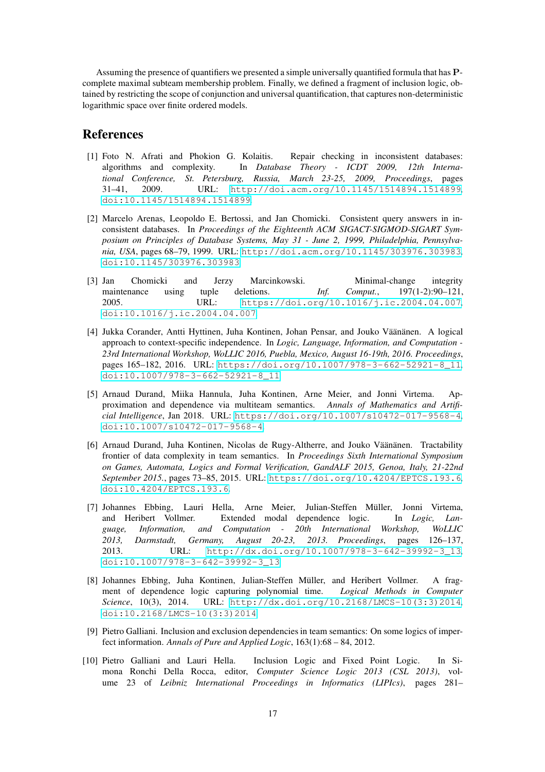Assuming the presence of quantifiers we presented a simple universally quantified formula that has **P**-complete maximal subteam membership problem. Finally, we defined a fragment of inclusion logic, obtained by restricting the scope of conjunction and universal quantification, that captures non-deterministic logarithmic space over finite ordered models.

## References

[1] Foto N. Afrati and Phokion G. Kolaitis. Repair checking in inconsistent databases: algorithms and complexity. In *Database Theory - ICDT 2009, 12th International Conference, St. Petersburg, Russia, March 23-25, 2009, Proceedings*, pages 31–41, 2009. URL: http://doi.acm.org/10.1145/1514894.1514899, doi:10.1145/1514894.1514899.

[2] Marcelo Arenas, Leopoldo E. Bertossi, and Jan Chomicki. Consistent query answers in inconsistent databases. In *Proceedings of the Eighteenth ACM SIGACT-SIGMOD-SIGART Symposium on Principles of Database Systems, May 31 - June 2, 1999, Philadelphia, Pennsylvania, USA*, pages 68–79, 1999. URL: http://doi.acm.org/10.1145/303976.303983, doi:10.1145/303976.303983.

[3] Jan Chomicki and Jerzy Marcinkowski. Minimal-change integrity maintenance using tuple deletions. *Inf. Comput.*, 197(1-2):90–121, 2005. URL: https://doi.org/10.1016/j.ic.2004.04.007, doi:10.1016/j.ic.2004.04.007.

[4] Jukka Corander, Antti Hyttinen, Juha Kontinen, Johan Pensar, and Jouko Väänänen. A logical approach to context-specific independence. In *Logic, Language, Information, and Computation - 23rd International Workshop, WoLLIC 2016, Puebla, Mexico, August 16-19th, 2016. Proceedings*, pages 165–182, 2016. URL: https://doi.org/10.1007/978-3-662-52921-8_11, doi:10.1007/978-3-662-52921-8_11.

[5] Arnaud Durand, Miika Hannula, Juha Kontinen, Arne Meier, and Jonni Virtema. Approximation and dependence via multiteam semantics. *Annals of Mathematics and Artificial Intelligence*, Jan 2018. URL: https://doi.org/10.1007/s10472-017-9568-4, doi:10.1007/s10472-017-9568-4.

[6] Arnaud Durand, Juha Kontinen, Nicolas de Rugy-Altherre, and Jouko Väänänen. Tractability frontier of data complexity in team semantics. In *Proceedings Sixth International Symposium on Games, Automata, Logics and Formal Verification, GandALF 2015, Genoa, Italy, 21-22nd September 2015.*, pages 73–85, 2015. URL: https://doi.org/10.4204/EPTCS.193.6, doi:10.4204/EPTCS.193.6.

[7] Johannes Ebbing, Lauri Hella, Arne Meier, Julian-Steffen Müller, Jonni Virtema, and Heribert Vollmer. Extended modal dependence logic. In *Logic, Language, Information, and Computation - 20th International Workshop, WoLLIC 2013, Darmstadt, Germany, August 20-23, 2013. Proceedings*, pages 126–137, 2013. URL: http://dx.doi.org/10.1007/978-3-642-39992-3_13, doi:10.1007/978-3-642-39992-3_13.

[8] Johannes Ebbing, Juha Kontinen, Julian-Steffen Müller, and Heribert Vollmer. A fragment of dependence logic capturing polynomial time. *Logical Methods in Computer Science*, 10(3), 2014. URL: http://dx.doi.org/10.2168/LMCS-10(3:3)2014, doi:10.2168/LMCS-10(3:3)2014.

[9] Pietro Galliani. Inclusion and exclusion dependencies in team semantics: On some logics of imperfect information. *Annals of Pure and Applied Logic*, 163(1):68 – 84, 2012.

[10] Pietro Galliani and Lauri Hella. Inclusion Logic and Fixed Point Logic. In Simona Ronchi Della Rocca, editor, *Computer Science Logic 2013 (CSL 2013)*, volume 23 of *Leibniz International Proceedings in Informatics (LIPIcs)*, pages 281–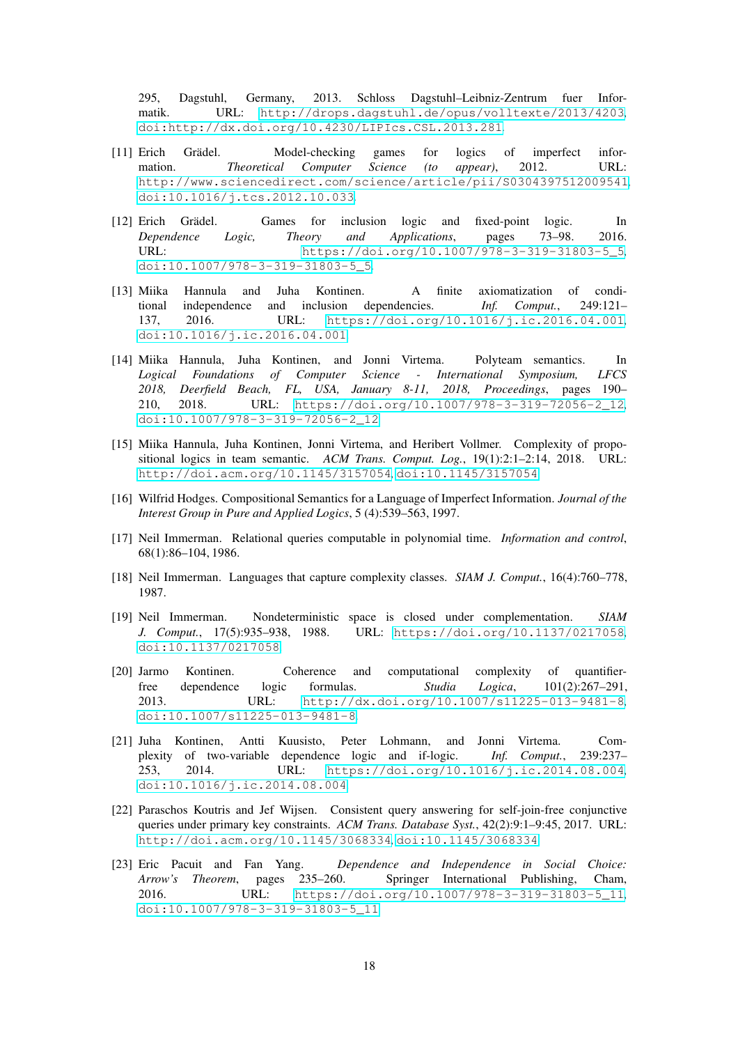295, Dagstuhl, Germany, 2013. Schloss Dagstuhl–Leibniz-Zentrum fuer Informatik. URL: http://drops.dagstuhl.de/opus/volltexte/2013/4203, doi:http://dx.doi.org/10.4230/LIPIcs.CSL.2013.281.

[11] Erich Grädel. Model-checking games for logics of imperfect information. *Theoretical Computer Science (to appear)*, 2012. URL: http://www.sciencedirect.com/science/article/pii/S0304397512009541, doi:10.1016/j.tcs.2012.10.033.

[12] Erich Grädel. Games for inclusion logic and fixed-point logic. In *Dependence Logic, Theory and Applications*, pages 73–98. 2016. URL: https://doi.org/10.1007/978-3-319-31803-5_5, doi:10.1007/978-3-319-31803-5_5.

[13] Miika Hannula and Juha Kontinen. A finite axiomatization of conditional independence and inclusion dependencies. *Inf. Comput.*, 249:121–137, 2016. URL: https://doi.org/10.1016/j.ic.2016.04.001, doi:10.1016/j.ic.2016.04.001.

[14] Miika Hannula, Juha Kontinen, and Jonni Virtema. Polyteam semantics. In *Logical Foundations of Computer Science - International Symposium, LFCS 2018, Deerfield Beach, FL, USA, January 8-11, 2018, Proceedings*, pages 190–210, 2018. URL: https://doi.org/10.1007/978-3-319-72056-2_12, doi:10.1007/978-3-319-72056-2_12.

[15] Miika Hannula, Juha Kontinen, Jonni Virtema, and Heribert Vollmer. Complexity of propositional logics in team semantic. *ACM Trans. Comput. Log.*, 19(1):2:1–2:14, 2018. URL: http://doi.acm.org/10.1145/3157054, doi:10.1145/3157054.

[16] Wilfrid Hodges. Compositional Semantics for a Language of Imperfect Information. *Journal of the Interest Group in Pure and Applied Logics*, 5 (4):539–563, 1997.

[17] Neil Immerman. Relational queries computable in polynomial time. *Information and control*, 68(1):86–104, 1986.

[18] Neil Immerman. Languages that capture complexity classes. *SIAM J. Comput.*, 16(4):760–778, 1987.

[19] Neil Immerman. Nondeterministic space is closed under complementation. *SIAM J. Comput.*, 17(5):935–938, 1988. URL: https://doi.org/10.1137/0217058, doi:10.1137/0217058.

[20] Jarmo Kontinen. Coherence and computational complexity of quantifier-free dependence logic formulas. *Studia Logica*, 101(2):267–291, 2013. URL: http://dx.doi.org/10.1007/s11225-013-9481-8, doi:10.1007/s11225-013-9481-8.

[21] Juha Kontinen, Antti Kuusisto, Peter Lohmann, and Jonni Virtema. Complexity of two-variable dependence logic and if-logic. *Inf. Comput.*, 239:237–253, 2014. URL: https://doi.org/10.1016/j.ic.2014.08.004, doi:10.1016/j.ic.2014.08.004.

[22] Paraschos Koutris and Jef Wijsen. Consistent query answering for self-join-free conjunctive queries under primary key constraints. *ACM Trans. Database Syst.*, 42(2):9:1–9:45, 2017. URL: http://doi.acm.org/10.1145/3068334, doi:10.1145/3068334.

[23] Eric Pacuit and Fan Yang. *Dependence and Independence in Social Choice: Arrow's Theorem*, pages 235–260. Springer International Publishing, Cham, 2016. URL: https://doi.org/10.1007/978-3-319-31803-5_11, doi:10.1007/978-3-319-31803-5_11.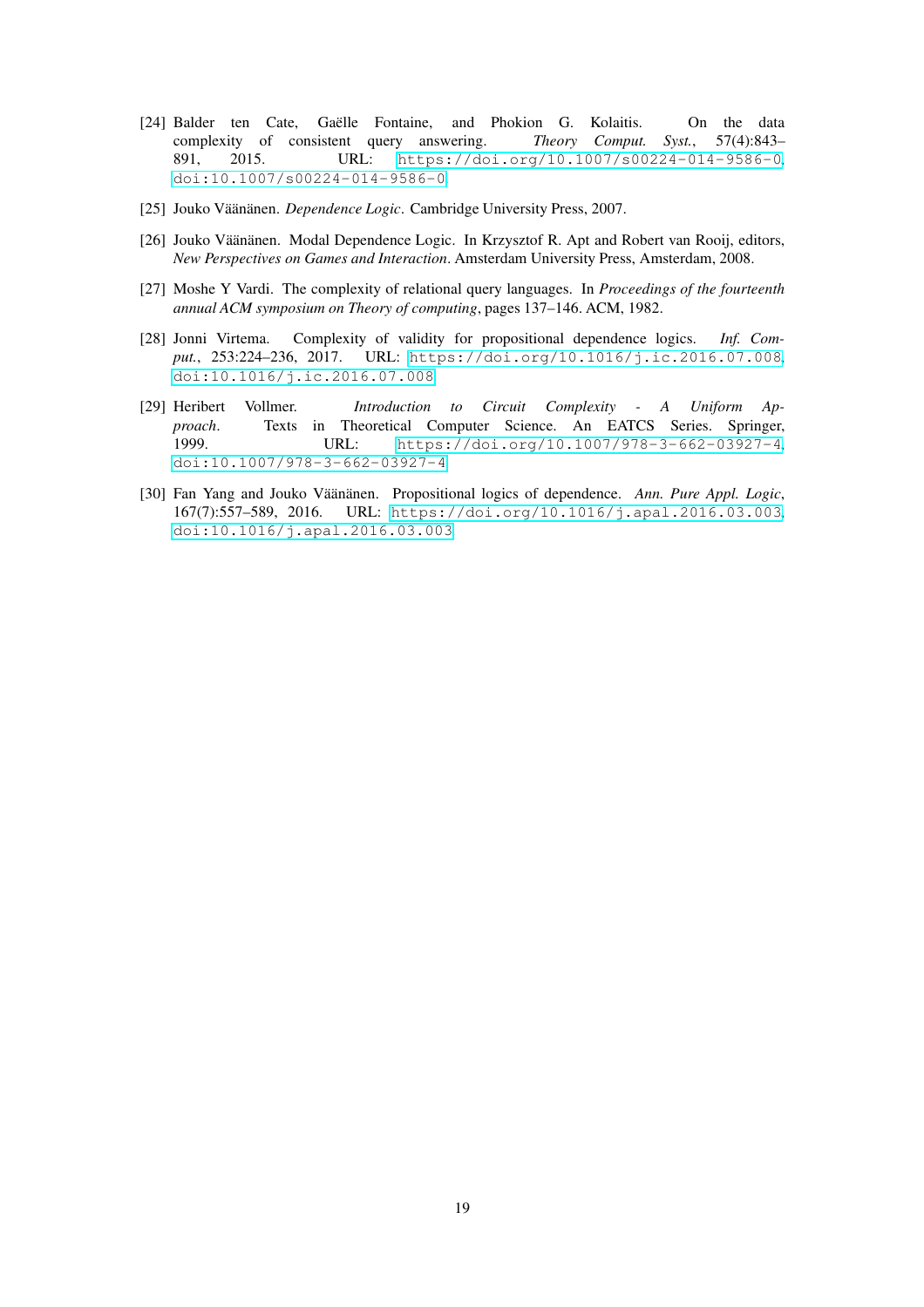[24] Balder ten Cate, Gaëlle Fontaine, and Phokion G. Kolaitis. On the data complexity of consistent query answering. *Theory Comput. Syst.*, 57(4):843–891, 2015. URL: https://doi.org/10.1007/s00224-014-9586-0, doi:10.1007/s00224-014-9586-0.

[25] Jouko Väänänen. *Dependence Logic*. Cambridge University Press, 2007.

[26] Jouko Väänänen. Modal Dependence Logic. In Krzysztof R. Apt and Robert van Rooij, editors, *New Perspectives on Games and Interaction*. Amsterdam University Press, Amsterdam, 2008.

[27] Moshe Y Vardi. The complexity of relational query languages. In *Proceedings of the fourteenth annual ACM symposium on Theory of computing*, pages 137–146. ACM, 1982.

[28] Jonni Virtema. Complexity of validity for propositional dependence logics. *Inf. Comput.*, 253:224–236, 2017. URL: https://doi.org/10.1016/j.ic.2016.07.008, doi:10.1016/j.ic.2016.07.008.

[29] Heribert Vollmer. *Introduction to Circuit Complexity - A Uniform Approach*. Texts in Theoretical Computer Science. An EATCS Series. Springer, 1999. URL: https://doi.org/10.1007/978-3-662-03927-4, doi:10.1007/978-3-662-03927-4.

[30] Fan Yang and Jouko Väänänen. Propositional logics of dependence. *Ann. Pure Appl. Logic*, 167(7):557–589, 2016. URL: https://doi.org/10.1016/j.apal.2016.03.003, doi:10.1016/j.apal.2016.03.003.